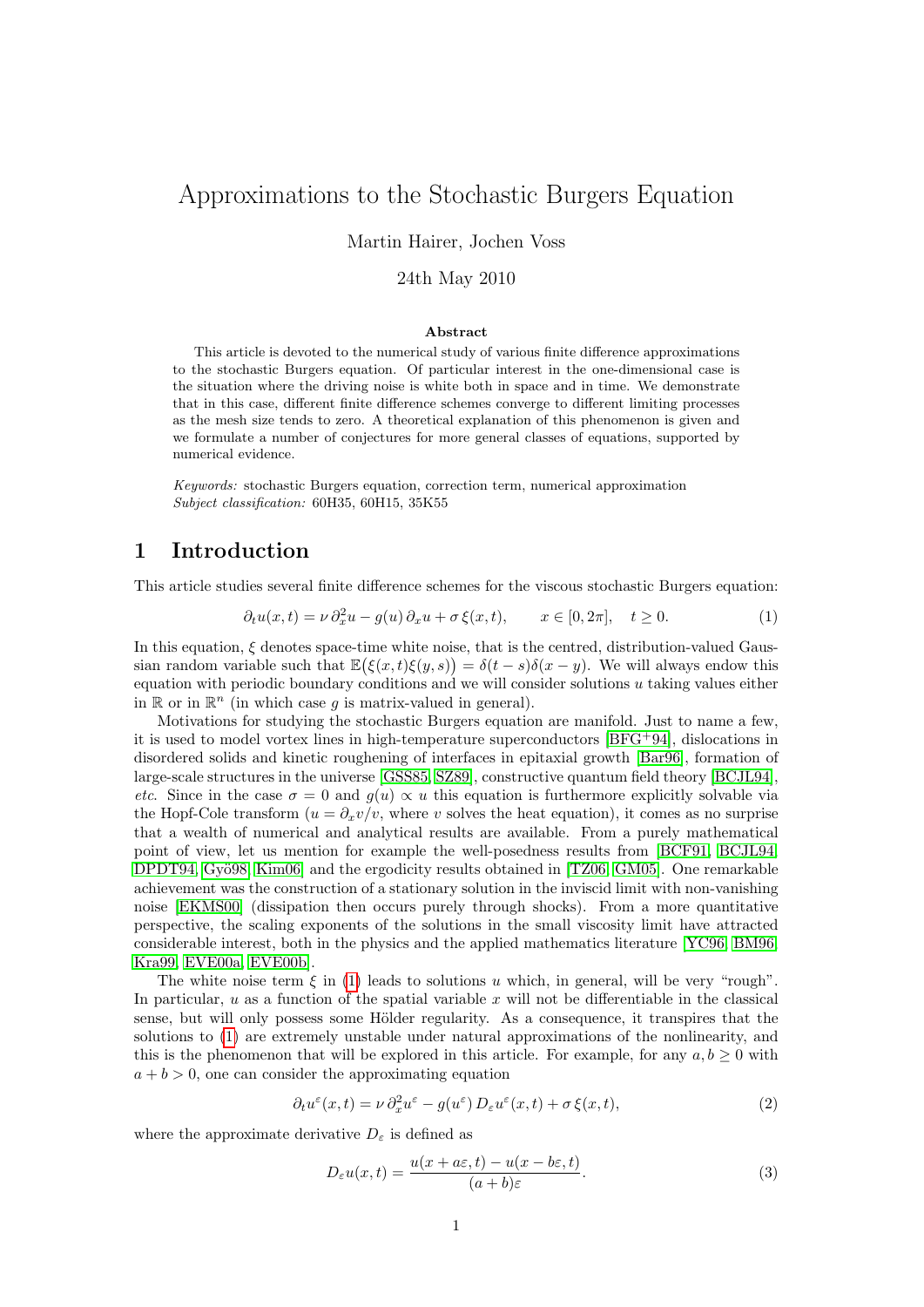# Approximations to the Stochastic Burgers Equation

Martin Hairer, Jochen Voss

24th May 2010

**Abstract**

This article is devoted to the numerical study of various finite difference approximations to the stochastic Burgers equation. Of particular interest in the one-dimensional case is the situation where the driving noise is white both in space and in time. We demonstrate that in this case, different finite difference schemes converge to different limiting processes as the mesh size tends to zero. A theoretical explanation of this phenomenon is given and we formulate a number of conjectures for more general classes of equations, supported by numerical evidence.

*Keywords:* stochastic Burgers equation, correction term, numerical approximation
*Subject classification:* 60H35, 60H15, 35K55

## 1 Introduction

This article studies several finite difference schemes for the viscous stochastic Burgers equation:

$$\partial_t u(x,t) = \nu\, \partial_x^2 u - g(u)\, \partial_x u + \sigma\, \xi(x,t), \qquad x \in [0, 2\pi], \quad t \geq 0. \tag{1}$$

In this equation, $\xi$ denotes space-time white noise, that is the centred, distribution-valued Gaussian random variable such that $\mathbb{E}\big(\xi(x,t)\xi(y,s)\big) = \delta(t-s)\delta(x-y)$. We will always endow this equation with periodic boundary conditions and we will consider solutions $u$ taking values either in $\mathbb{R}$ or in $\mathbb{R}^n$ (in which case $g$ is matrix-valued in general).

Motivations for studying the stochastic Burgers equation are manifold. Just to name a few, it is used to model vortex lines in high-temperature superconductors [BFG+94], dislocations in disordered solids and kinetic roughening of interfaces in epitaxial growth [Bar96], formation of large-scale structures in the universe [GSS85, SZ89], constructive quantum field theory [BCJL94], *etc.* Since in the case $\sigma = 0$ and $g(u) \propto u$ this equation is furthermore explicitly solvable via the Hopf-Cole transform ($u = \partial_x v / v$, where $v$ solves the heat equation), it comes as no surprise that a wealth of numerical and analytical results are available. From a purely mathematical point of view, let us mention for example the well-posedness results from [BCF91, BCJL94, DPDT94, Gyö98, Kim06] and the ergodicity results obtained in [TZ06, GM05]. One remarkable achievement was the construction of a stationary solution in the inviscid limit with non-vanishing noise [EKMS00] (dissipation then occurs purely through shocks). From a more quantitative perspective, the scaling exponents of the solutions in the small viscosity limit have attracted considerable interest, both in the physics and the applied mathematics literature [YC96, BM96, Kra99, EVE00a, EVE00b].

The white noise term $\xi$ in (1) leads to solutions $u$ which, in general, will be very "rough". In particular, $u$ as a function of the spatial variable $x$ will not be differentiable in the classical sense, but will only possess some Hölder regularity. As a consequence, it transpires that the solutions to (1) are extremely unstable under natural approximations of the nonlinearity, and this is the phenomenon that will be explored in this article. For example, for any $a, b \geq 0$ with $a + b > 0$, one can consider the approximating equation

$$\partial_t u^\varepsilon(x,t) = \nu\, \partial_x^2 u^\varepsilon - g(u^\varepsilon)\, D_\varepsilon u^\varepsilon(x,t) + \sigma\, \xi(x,t), \tag{2}$$

where the approximate derivative $D_\varepsilon$ is defined as

$$D_\varepsilon u(x,t) = \frac{u(x + a\varepsilon, t) - u(x - b\varepsilon, t)}{(a+b)\varepsilon}. \tag{3}$$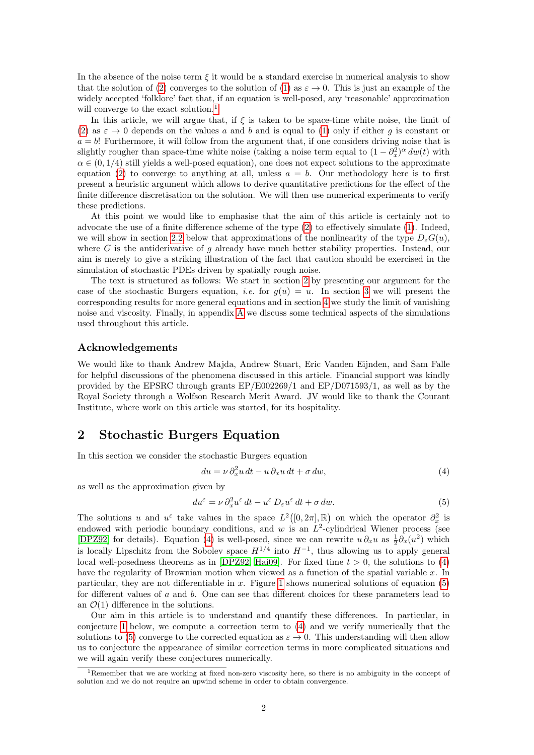In the absence of the noise term $\xi$ it would be a standard exercise in numerical analysis to show that the solution of (2) converges to the solution of (1) as $\varepsilon \to 0$. This is just an example of the widely accepted 'folklore' fact that, if an equation is well-posed, any 'reasonable' approximation will converge to the exact solution.[1]

In this article, we will argue that, if $\xi$ is taken to be space-time white noise, the limit of (2) as $\varepsilon \to 0$ depends on the values $a$ and $b$ and is equal to (1) only if either $g$ is constant or $a = b$! Furthermore, it will follow from the argument that, if one considers driving noise that is slightly rougher than space-time white noise (taking a noise term equal to $(1 - \partial_x^2)^\alpha \, dw(t)$ with $\alpha \in (0, 1/4)$ still yields a well-posed equation), one does not expect solutions to the approximate equation (2) to converge to anything at all, unless $a = b$. Our methodology here is to first present a heuristic argument which allows to derive quantitative predictions for the effect of the finite difference discretisation on the solution. We will then use numerical experiments to verify these predictions.

At this point we would like to emphasise that the aim of this article is certainly not to advocate the use of a finite difference scheme of the type (2) to effectively simulate (1). Indeed, we will show in section 2.2 below that approximations of the nonlinearity of the type $D_\varepsilon G(u)$, where $G$ is the antiderivative of $g$ already have much better stability properties. Instead, our aim is merely to give a striking illustration of the fact that caution should be exercised in the simulation of stochastic PDEs driven by spatially rough noise.

The text is structured as follows: We start in section 2 by presenting our argument for the case of the stochastic Burgers equation, *i.e.* for $g(u) = u$. In section 3 we will present the corresponding results for more general equations and in section 4 we study the limit of vanishing noise and viscosity. Finally, in appendix A we discuss some technical aspects of the simulations used throughout this article.

### Acknowledgements

We would like to thank Andrew Majda, Andrew Stuart, Eric Vanden Eijnden, and Sam Falle for helpful discussions of the phenomena discussed in this article. Financial support was kindly provided by the EPSRC through grants EP/E002269/1 and EP/D071593/1, as well as by the Royal Society through a Wolfson Research Merit Award. JV would like to thank the Courant Institute, where work on this article was started, for its hospitality.

## 2 Stochastic Burgers Equation

In this section we consider the stochastic Burgers equation

$$du = \nu \, \partial_x^2 u \, dt - u \, \partial_x u \, dt + \sigma \, dw, \tag{4}$$

as well as the approximation given by

$$du^\varepsilon = \nu \, \partial_x^2 u^\varepsilon \, dt - u^\varepsilon \, D_\varepsilon u^\varepsilon \, dt + \sigma \, dw. \tag{5}$$

The solutions $u$ and $u^\varepsilon$ take values in the space $L^2([0, 2\pi], \mathbb{R})$ on which the operator $\partial_x^2$ is endowed with periodic boundary conditions, and $w$ is an $L^2$-cylindrical Wiener process (see [DPZ92] for details). Equation (4) is well-posed, since we can rewrite $u \, \partial_x u$ as $\frac{1}{2} \partial_x (u^2)$ which is locally Lipschitz from the Sobolev space $H^{1/4}$ into $H^{-1}$, thus allowing us to apply general local well-posedness theorems as in [DPZ92, Hai09]. For fixed time $t > 0$, the solutions to (4) have the regularity of Brownian motion when viewed as a function of the spatial variable $x$. In particular, they are not differentiable in $x$. Figure 1 shows numerical solutions of equation (5) for different values of $a$ and $b$. One can see that different choices for these parameters lead to an $\mathcal{O}(1)$ difference in the solutions.

Our aim in this article is to understand and quantify these differences. In particular, in conjecture 1 below, we compute a correction term to (4) and we verify numerically that the solutions to (5) converge to the corrected equation as $\varepsilon \to 0$. This understanding will then allow us to conjecture the appearance of similar correction terms in more complicated situations and we will again verify these conjectures numerically.

[1] Remember that we are working at fixed non-zero viscosity here, so there is no ambiguity in the concept of solution and we do not require an upwind scheme in order to obtain convergence.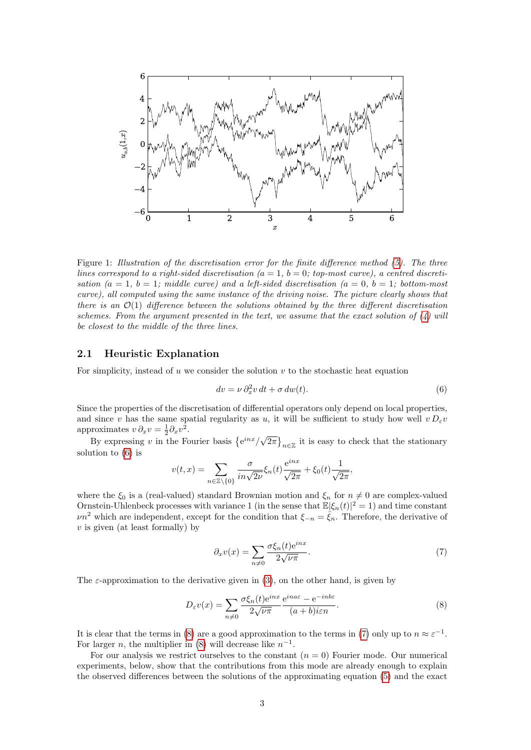Figure 1: *Illustration of the discretisation error for the finite difference method (5). The three lines correspond to a right-sided discretisation ($a = 1$, $b = 0$; top-most curve), a centred discretisation ($a = 1$, $b = 1$; middle curve) and a left-sided discretisation ($a = 0$, $b = 1$; bottom-most curve), all computed using the same instance of the driving noise. The picture clearly shows that there is an $\mathcal{O}(1)$ difference between the solutions obtained by the three different discretisation schemes. From the argument presented in the text, we assume that the exact solution of (4) will be closest to the middle of the three lines.*

### 2.1 Heuristic Explanation

For simplicity, instead of $u$ we consider the solution $v$ to the stochastic heat equation

$$dv = \nu\,\partial_x^2 v\,dt + \sigma\,dw(t). \tag{6}$$

Since the properties of the discretisation of differential operators only depend on local properties, and since $v$ has the same spatial regularity as $u$, it will be sufficient to study how well $v\,D_\varepsilon v$ approximates $v\,\partial_x v = \frac{1}{2}\partial_x v^2$.

By expressing $v$ in the Fourier basis $\left\{e^{inx}/\sqrt{2\pi}\right\}_{n\in\mathbb{Z}}$ it is easy to check that the stationary solution to (6) is

$$v(t,x) = \sum_{n\in\mathbb{Z}\setminus\{0\}} \frac{\sigma}{in\sqrt{2\nu}}\xi_n(t)\frac{e^{inx}}{\sqrt{2\pi}} + \xi_0(t)\frac{1}{\sqrt{2\pi}},$$

where the $\xi_0$ is a (real-valued) standard Brownian motion and $\xi_n$ for $n \neq 0$ are complex-valued Ornstein-Uhlenbeck processes with variance 1 (in the sense that $\mathbb{E}|\xi_n(t)|^2 = 1$) and time constant $\nu n^2$ which are independent, except for the condition that $\xi_{-n} = \bar{\xi}_n$. Therefore, the derivative of $v$ is given (at least formally) by

$$\partial_x v(x) = \sum_{n\neq 0} \frac{\sigma\xi_n(t)e^{inx}}{2\sqrt{\nu\pi}}. \tag{7}$$

The $\varepsilon$-approximation to the derivative given in (3), on the other hand, is given by

$$D_\varepsilon v(x) = \sum_{n\neq 0} \frac{\sigma\xi_n(t)e^{inx}}{2\sqrt{\nu\pi}}\frac{e^{ina\varepsilon} - e^{-inb\varepsilon}}{(a+b)i\varepsilon n}. \tag{8}$$

It is clear that the terms in (8) are a good approximation to the terms in (7) only up to $n \approx \varepsilon^{-1}$. For larger $n$, the multiplier in (8) will decrease like $n^{-1}$.

For our analysis we restrict ourselves to the constant ($n = 0$) Fourier mode. Our numerical experiments, below, show that the contributions from this mode are already enough to explain the observed differences between the solutions of the approximating equation (5) and the exact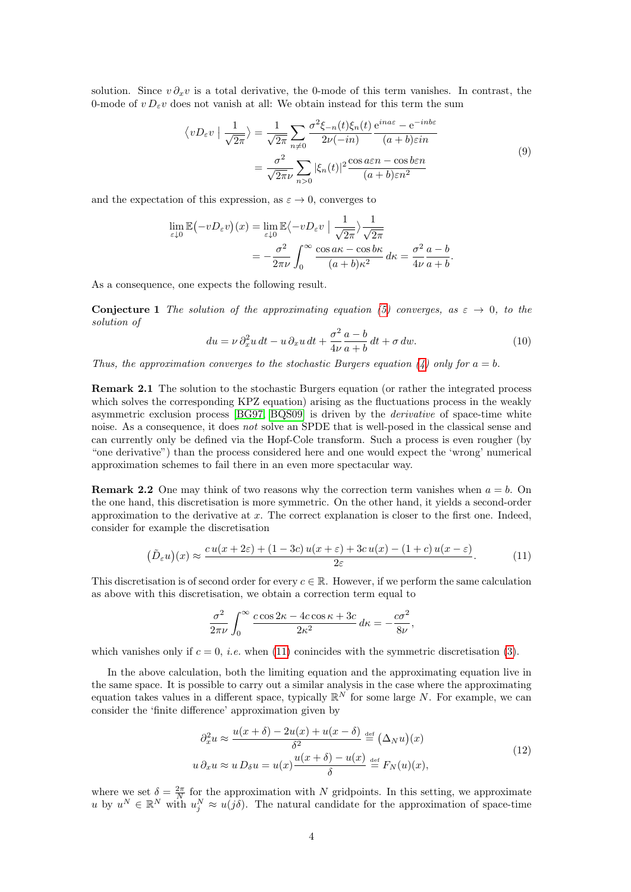solution. Since $v\,\partial_x v$ is a total derivative, the 0-mode of this term vanishes. In contrast, the 0-mode of $v\,D_\varepsilon v$ does not vanish at all: We obtain instead for this term the sum

$$
\begin{aligned}
\left\langle vD_\varepsilon v \,\middle|\, \frac{1}{\sqrt{2\pi}}\right\rangle &= \frac{1}{\sqrt{2\pi}}\sum_{n\neq 0}\frac{\sigma^2 \xi_{-n}(t)\xi_n(t)}{2\nu(-in)}\frac{\mathrm{e}^{ina\varepsilon}-\mathrm{e}^{-inb\varepsilon}}{(a+b)\varepsilon in} \\
&= \frac{\sigma^2}{\sqrt{2\pi}\nu}\sum_{n>0}|\xi_n(t)|^2\frac{\cos a\varepsilon n - \cos b\varepsilon n}{(a+b)\varepsilon n^2}
\end{aligned}
\tag{9}
$$

and the expectation of this expression, as $\varepsilon \to 0$, converges to

$$
\begin{aligned}
\lim_{\varepsilon\downarrow 0}\mathbb{E}\big(-vD_\varepsilon v\big)(x) &= \lim_{\varepsilon\downarrow 0}\mathbb{E}\Big\langle -vD_\varepsilon v \,\Big|\, \frac{1}{\sqrt{2\pi}}\Big\rangle\frac{1}{\sqrt{2\pi}} \\
&= -\frac{\sigma^2}{2\pi\nu}\int_0^\infty \frac{\cos a\kappa - \cos b\kappa}{(a+b)\kappa^2}\,d\kappa = \frac{\sigma^2}{4\nu}\frac{a-b}{a+b}.
\end{aligned}
$$

As a consequence, one expects the following result.

**Conjecture 1** *The solution of the approximating equation (5) converges, as $\varepsilon \to 0$, to the solution of*

$$
du = \nu\,\partial_x^2 u\,dt - u\,\partial_x u\,dt + \frac{\sigma^2}{4\nu}\frac{a-b}{a+b}\,dt + \sigma\,dw. \tag{10}
$$

*Thus, the approximation converges to the stochastic Burgers equation (4) only for $a = b$.*

**Remark 2.1** The solution to the stochastic Burgers equation (or rather the integrated process which solves the corresponding KPZ equation) arising as the fluctuations process in the weakly asymmetric exclusion process [BG97, BQS09] is driven by the *derivative* of space-time white noise. As a consequence, it does *not* solve an SPDE that is well-posed in the classical sense and can currently only be defined via the Hopf-Cole transform. Such a process is even rougher (by "one derivative") than the process considered here and one would expect the 'wrong' numerical approximation schemes to fail there in an even more spectacular way.

**Remark 2.2** One may think of two reasons why the correction term vanishes when $a = b$. On the one hand, this discretisation is more symmetric. On the other hand, it yields a second-order approximation to the derivative at $x$. The correct explanation is closer to the first one. Indeed, consider for example the discretisation

$$
\big(\tilde{D}_\varepsilon u\big)(x) \approx \frac{c\,u(x+2\varepsilon) + (1-3c)\,u(x+\varepsilon) + 3c\,u(x) - (1+c)\,u(x-\varepsilon)}{2\varepsilon}. \tag{11}
$$

This discretisation is of second order for every $c \in \mathbb{R}$. However, if we perform the same calculation as above with this discretisation, we obtain a correction term equal to

$$
\frac{\sigma^2}{2\pi\nu}\int_0^\infty \frac{c\cos 2\kappa - 4c\cos\kappa + 3c}{2\kappa^2}\,d\kappa = -\frac{c\sigma^2}{8\nu},
$$

which vanishes only if $c = 0$, *i.e.* when (11) conincides with the symmetric discretisation (3).

In the above calculation, both the limiting equation and the approximating equation live in the same space. It is possible to carry out a similar analysis in the case where the approximating equation takes values in a different space, typically $\mathbb{R}^N$ for some large $N$. For example, we can consider the 'finite difference' approximation given by

$$
\begin{aligned}
\partial_x^2 u &\approx \frac{u(x+\delta) - 2u(x) + u(x-\delta)}{\delta^2} \stackrel{\text{def}}{=} \big(\Delta_N u\big)(x) \\
u\,\partial_x u &\approx u\,D_\delta u = u(x)\frac{u(x+\delta) - u(x)}{\delta} \stackrel{\text{def}}{=} F_N(u)(x),
\end{aligned}
\tag{12}
$$

where we set $\delta = \frac{2\pi}{N}$ for the approximation with $N$ gridpoints. In this setting, we approximate $u$ by $u^N \in \mathbb{R}^N$ with $u_j^N \approx u(j\delta)$. The natural candidate for the approximation of space-time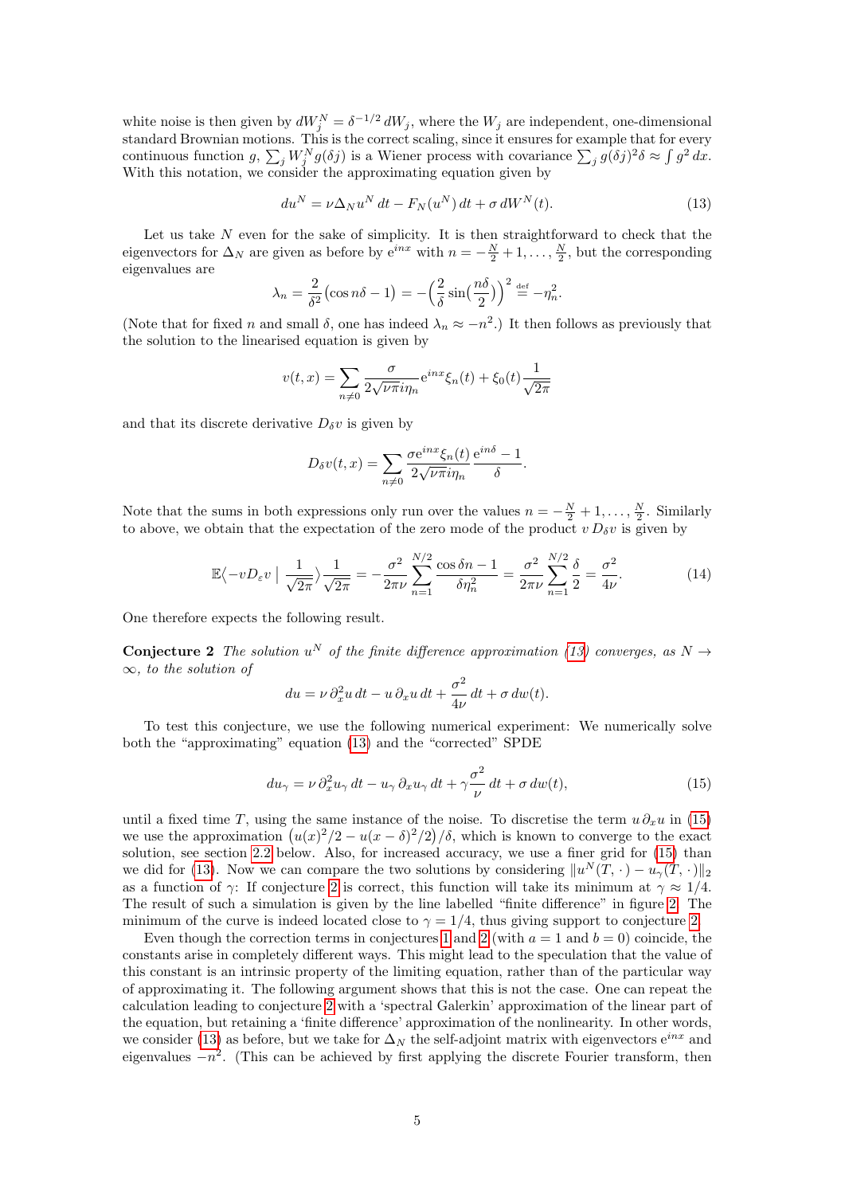white noise is then given by $dW_j^N = \delta^{-1/2}\, dW_j$, where the $W_j$ are independent, one-dimensional standard Brownian motions. This is the correct scaling, since it ensures for example that for every continuous function $g$, $\sum_j W_j^N g(\delta j)$ is a Wiener process with covariance $\sum_j g(\delta j)^2 \delta \approx \int g^2\, dx$. With this notation, we consider the approximating equation given by

$$du^N = \nu \Delta_N u^N\, dt - F_N(u^N)\, dt + \sigma\, dW^N(t). \tag{13}$$

Let us take $N$ even for the sake of simplicity. It is then straightforward to check that the eigenvectors for $\Delta_N$ are given as before by $\mathrm{e}^{inx}$ with $n = -\frac{N}{2}+1, \ldots, \frac{N}{2}$, but the corresponding eigenvalues are

$$\lambda_n = \frac{2}{\delta^2}\big(\cos n\delta - 1\big) = -\Big(\frac{2}{\delta}\sin\big(\frac{n\delta}{2}\big)\Big)^2 \stackrel{\text{def}}{=} -\eta_n^2.$$

(Note that for fixed $n$ and small $\delta$, one has indeed $\lambda_n \approx -n^2$.) It then follows as previously that the solution to the linearised equation is given by

$$v(t,x) = \sum_{n\neq 0} \frac{\sigma}{2\sqrt{\nu\pi}\, i\eta_n} \mathrm{e}^{inx}\xi_n(t) + \xi_0(t)\frac{1}{\sqrt{2\pi}}$$

and that its discrete derivative $D_\delta v$ is given by

$$D_\delta v(t,x) = \sum_{n\neq 0} \frac{\sigma \mathrm{e}^{inx}\xi_n(t)}{2\sqrt{\nu\pi}\, i\eta_n}\,\frac{\mathrm{e}^{in\delta}-1}{\delta}.$$

Note that the sums in both expressions only run over the values $n = -\frac{N}{2}+1, \ldots, \frac{N}{2}$. Similarly to above, we obtain that the expectation of the zero mode of the product $v\, D_\delta v$ is given by

$$\mathbb{E}\big\langle -v D_\varepsilon v \bigm| \frac{1}{\sqrt{2\pi}}\big\rangle \frac{1}{\sqrt{2\pi}} = -\frac{\sigma^2}{2\pi\nu}\sum_{n=1}^{N/2} \frac{\cos\delta n - 1}{\delta \eta_n^2} = \frac{\sigma^2}{2\pi\nu}\sum_{n=1}^{N/2}\frac{\delta}{2} = \frac{\sigma^2}{4\nu}. \tag{14}$$

One therefore expects the following result.

**Conjecture 2** *The solution $u^N$ of the finite difference approximation (13) converges, as $N \to \infty$, to the solution of*

$$du = \nu\, \partial_x^2 u\, dt - u\, \partial_x u\, dt + \frac{\sigma^2}{4\nu}\, dt + \sigma\, dw(t).$$

To test this conjecture, we use the following numerical experiment: We numerically solve both the "approximating" equation (13) and the "corrected" SPDE

$$du_\gamma = \nu\, \partial_x^2 u_\gamma\, dt - u_\gamma\, \partial_x u_\gamma\, dt + \gamma\frac{\sigma^2}{\nu}\, dt + \sigma\, dw(t), \tag{15}$$

until a fixed time $T$, using the same instance of the noise. To discretise the term $u\,\partial_x u$ in (15) we use the approximation $\big(u(x)^2/2 - u(x-\delta)^2/2\big)/\delta$, which is known to converge to the exact solution, see section 2.2 below. Also, for increased accuracy, we use a finer grid for (15) than we did for (13). Now we can compare the two solutions by considering $\|u^N(T,\cdot) - u_\gamma(T,\cdot)\|_2$ as a function of $\gamma$: If conjecture 2 is correct, this function will take its minimum at $\gamma \approx 1/4$. The result of such a simulation is given by the line labelled "finite difference" in figure 2. The minimum of the curve is indeed located close to $\gamma = 1/4$, thus giving support to conjecture 2.

Even though the correction terms in conjectures 1 and 2 (with $a = 1$ and $b = 0$) coincide, the constants arise in completely different ways. This might lead to the speculation that the value of this constant is an intrinsic property of the limiting equation, rather than of the particular way of approximating it. The following argument shows that this is not the case. One can repeat the calculation leading to conjecture 2 with a 'spectral Galerkin' approximation of the linear part of the equation, but retaining a 'finite difference' approximation of the nonlinearity. In other words, we consider (13) as before, but we take for $\Delta_N$ the self-adjoint matrix with eigenvectors $\mathrm{e}^{inx}$ and eigenvalues $-n^2$. (This can be achieved by first applying the discrete Fourier transform, then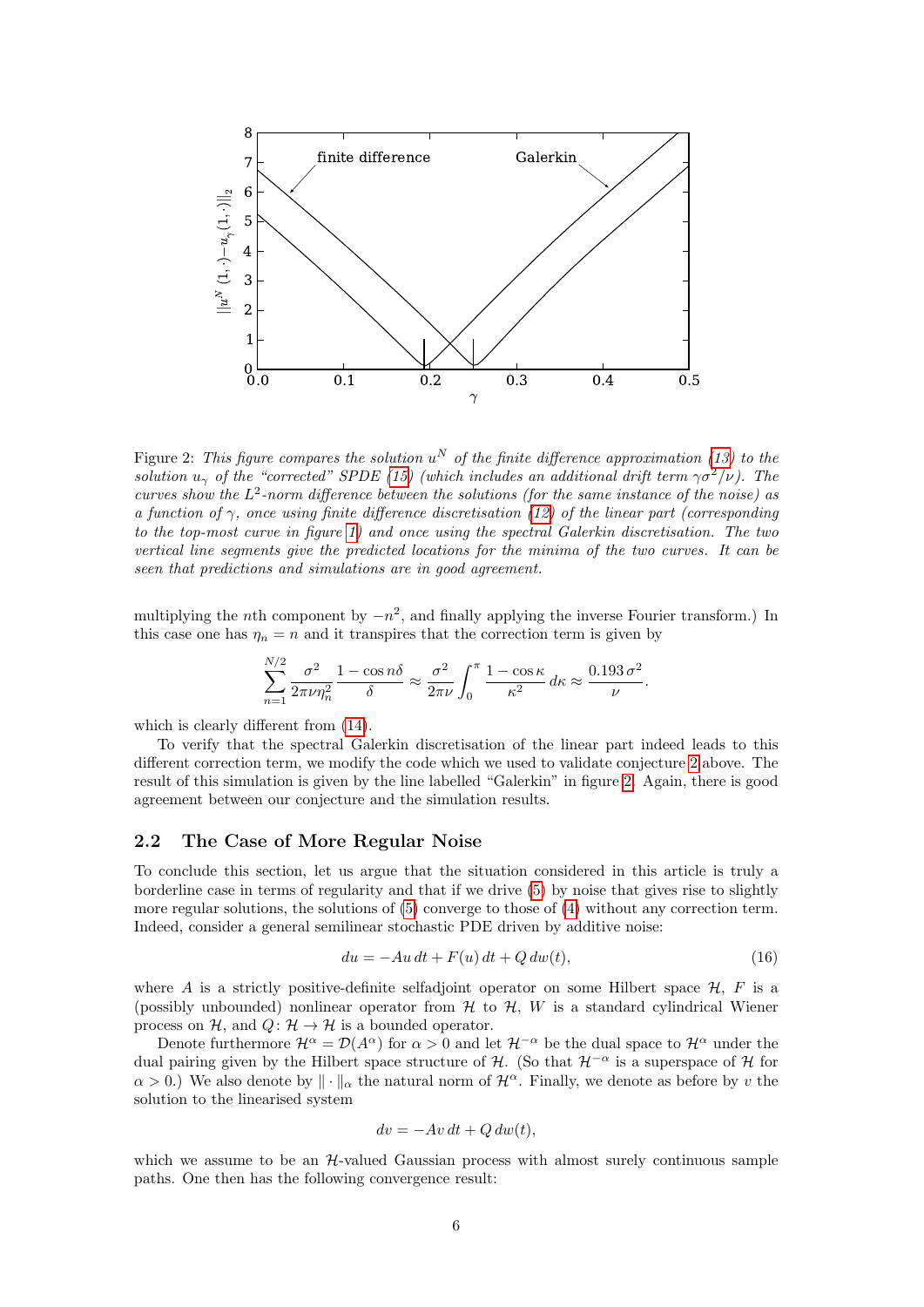Figure 2: *This figure compares the solution $u^N$ of the finite difference approximation (13) to the solution $u_\gamma$ of the "corrected" SPDE (15) (which includes an additional drift term $\gamma\sigma^2/\nu$). The curves show the $L^2$-norm difference between the solutions (for the same instance of the noise) as a function of $\gamma$, once using finite difference discretisation (12) of the linear part (corresponding to the top-most curve in figure 1) and once using the spectral Galerkin discretisation. The two vertical line segments give the predicted locations for the minima of the two curves. It can be seen that predictions and simulations are in good agreement.*

multiplying the $n$th component by $-n^2$, and finally applying the inverse Fourier transform.) In this case one has $\eta_n = n$ and it transpires that the correction term is given by

$$\sum_{n=1}^{N/2} \frac{\sigma^2}{2\pi\nu\eta_n^2} \frac{1-\cos n\delta}{\delta} \approx \frac{\sigma^2}{2\pi\nu}\int_0^\pi \frac{1-\cos\kappa}{\kappa^2}\,d\kappa \approx \frac{0.193\,\sigma^2}{\nu}.$$

which is clearly different from (14).

To verify that the spectral Galerkin discretisation of the linear part indeed leads to this different correction term, we modify the code which we used to validate conjecture 2 above. The result of this simulation is given by the line labelled "Galerkin" in figure 2. Again, there is good agreement between our conjecture and the simulation results.

## 2.2 The Case of More Regular Noise

To conclude this section, let us argue that the situation considered in this article is truly a borderline case in terms of regularity and that if we drive (5) by noise that gives rise to slightly more regular solutions, the solutions of (5) converge to those of (4) without any correction term. Indeed, consider a general semilinear stochastic PDE driven by additive noise:

$$du = -Au\,dt + F(u)\,dt + Q\,dw(t), \tag{16}$$

where $A$ is a strictly positive-definite selfadjoint operator on some Hilbert space $\mathcal{H}$, $F$ is a (possibly unbounded) nonlinear operator from $\mathcal{H}$ to $\mathcal{H}$, $W$ is a standard cylindrical Wiener process on $\mathcal{H}$, and $Q\colon \mathcal{H}\to\mathcal{H}$ is a bounded operator.

Denote furthermore $\mathcal{H}^\alpha = \mathcal{D}(A^\alpha)$ for $\alpha > 0$ and let $\mathcal{H}^{-\alpha}$ be the dual space to $\mathcal{H}^\alpha$ under the dual pairing given by the Hilbert space structure of $\mathcal{H}$. (So that $\mathcal{H}^{-\alpha}$ is a superspace of $\mathcal{H}$ for $\alpha > 0$.) We also denote by $\|\cdot\|_\alpha$ the natural norm of $\mathcal{H}^\alpha$. Finally, we denote as before by $v$ the solution to the linearised system

$$dv = -Av\,dt + Q\,dw(t),$$

which we assume to be an $\mathcal{H}$-valued Gaussian process with almost surely continuous sample paths. One then has the following convergence result: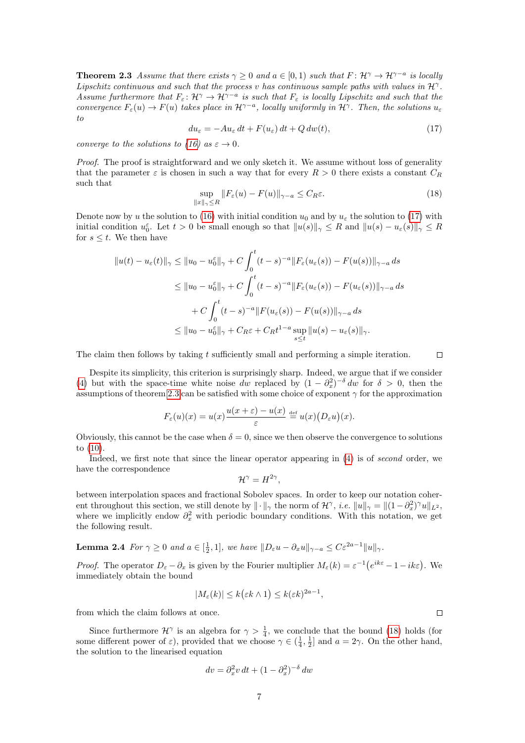**Theorem 2.3** *Assume that there exists $\gamma \geq 0$ and $a \in [0,1)$ such that $F\colon \mathcal{H}^\gamma \to \mathcal{H}^{\gamma-a}$ is locally Lipschitz continuous and such that the process $v$ has continuous sample paths with values in $\mathcal{H}^\gamma$. Assume furthermore that $F_\varepsilon\colon \mathcal{H}^\gamma \to \mathcal{H}^{\gamma-a}$ is such that $F_\varepsilon$ is locally Lipschitz and such that the convergence $F_\varepsilon(u) \to F(u)$ takes place in $\mathcal{H}^{\gamma-a}$, locally uniformly in $\mathcal{H}^\gamma$. Then, the solutions $u_\varepsilon$ to*

$$du_\varepsilon = -Au_\varepsilon\,dt + F(u_\varepsilon)\,dt + Q\,dw(t), \tag{17}$$

*converge to the solutions to (16) as $\varepsilon \to 0$.*

*Proof.* The proof is straightforward and we only sketch it. We assume without loss of generality that the parameter $\varepsilon$ is chosen in such a way that for every $R > 0$ there exists a constant $C_R$ such that

$$\sup_{\|x\|_\gamma \leq R} \|F_\varepsilon(u) - F(u)\|_{\gamma-a} \leq C_R\varepsilon. \tag{18}$$

Denote now by $u$ the solution to (16) with initial condition $u_0$ and by $u_\varepsilon$ the solution to (17) with initial condition $u_0^\varepsilon$. Let $t > 0$ be small enough so that $\|u(s)\|_\gamma \leq R$ and $\|u(s) - u_\varepsilon(s)\|_\gamma \leq R$ for $s \leq t$. We then have

$$\begin{aligned}
\|u(t) - u_\varepsilon(t)\|_\gamma &\leq \|u_0 - u_0^\varepsilon\|_\gamma + C\int_0^t (t-s)^{-a}\|F_\varepsilon(u_\varepsilon(s)) - F(u(s))\|_{\gamma-a}\,ds \\
&\leq \|u_0 - u_0^\varepsilon\|_\gamma + C\int_0^t (t-s)^{-a}\|F_\varepsilon(u_\varepsilon(s)) - F(u_\varepsilon(s))\|_{\gamma-a}\,ds \\
&\quad + C\int_0^t (t-s)^{-a}\|F(u_\varepsilon(s)) - F(u(s))\|_{\gamma-a}\,ds \\
&\leq \|u_0 - u_0^\varepsilon\|_\gamma + C_R\varepsilon + C_R t^{1-a}\sup_{s\leq t}\|u(s) - u_\varepsilon(s)\|_\gamma.
\end{aligned}$$

The claim then follows by taking $t$ sufficiently small and performing a simple iteration. $\square$

Despite its simplicity, this criterion is surprisingly sharp. Indeed, we argue that if we consider (4) but with the space-time white noise $dw$ replaced by $(1-\partial_x^2)^{-\delta}\,dw$ for $\delta > 0$, then the assumptions of theorem 2.3 can be satisfied with some choice of exponent $\gamma$ for the approximation

$$F_\varepsilon(u)(x) = u(x)\frac{u(x+\varepsilon) - u(x)}{\varepsilon} \stackrel{\text{def}}{=} u(x)\big(D_\varepsilon u\big)(x).$$

Obviously, this cannot be the case when $\delta = 0$, since we then observe the convergence to solutions to (10).

Indeed, we first note that since the linear operator appearing in (4) is of *second* order, we have the correspondence

$$\mathcal{H}^\gamma = H^{2\gamma},$$

between interpolation spaces and fractional Sobolev spaces. In order to keep our notation coherent throughout this section, we still denote by $\|\cdot\|_\gamma$ the norm of $\mathcal{H}^\gamma$, *i.e.* $\|u\|_\gamma = \|(1-\partial_x^2)^\gamma u\|_{L^2}$, where we implicitly endow $\partial_x^2$ with periodic boundary conditions. With this notation, we get the following result.

**Lemma 2.4** *For $\gamma \geq 0$ and $a \in [\frac{1}{2}, 1]$, we have $\|D_\varepsilon u - \partial_x u\|_{\gamma-a} \leq C\varepsilon^{2a-1}\|u\|_\gamma$.*

*Proof.* The operator $D_\varepsilon - \partial_x$ is given by the Fourier multiplier $M_\varepsilon(k) = \varepsilon^{-1}\big(e^{ik\varepsilon} - 1 - ik\varepsilon\big)$. We immediately obtain the bound

$$|M_\varepsilon(k)| \leq k\big(\varepsilon k \wedge 1\big) \leq k(\varepsilon k)^{2a-1},$$

from which the claim follows at once. $\square$

Since furthermore $\mathcal{H}^\gamma$ is an algebra for $\gamma > \frac{1}{4}$, we conclude that the bound (18) holds (for some different power of $\varepsilon$), provided that we choose $\gamma \in (\frac{1}{4}, \frac{1}{2}]$ and $a = 2\gamma$. On the other hand, the solution to the linearised equation

$$dv = \partial_x^2 v\,dt + (1-\partial_x^2)^{-\delta}\,dw$$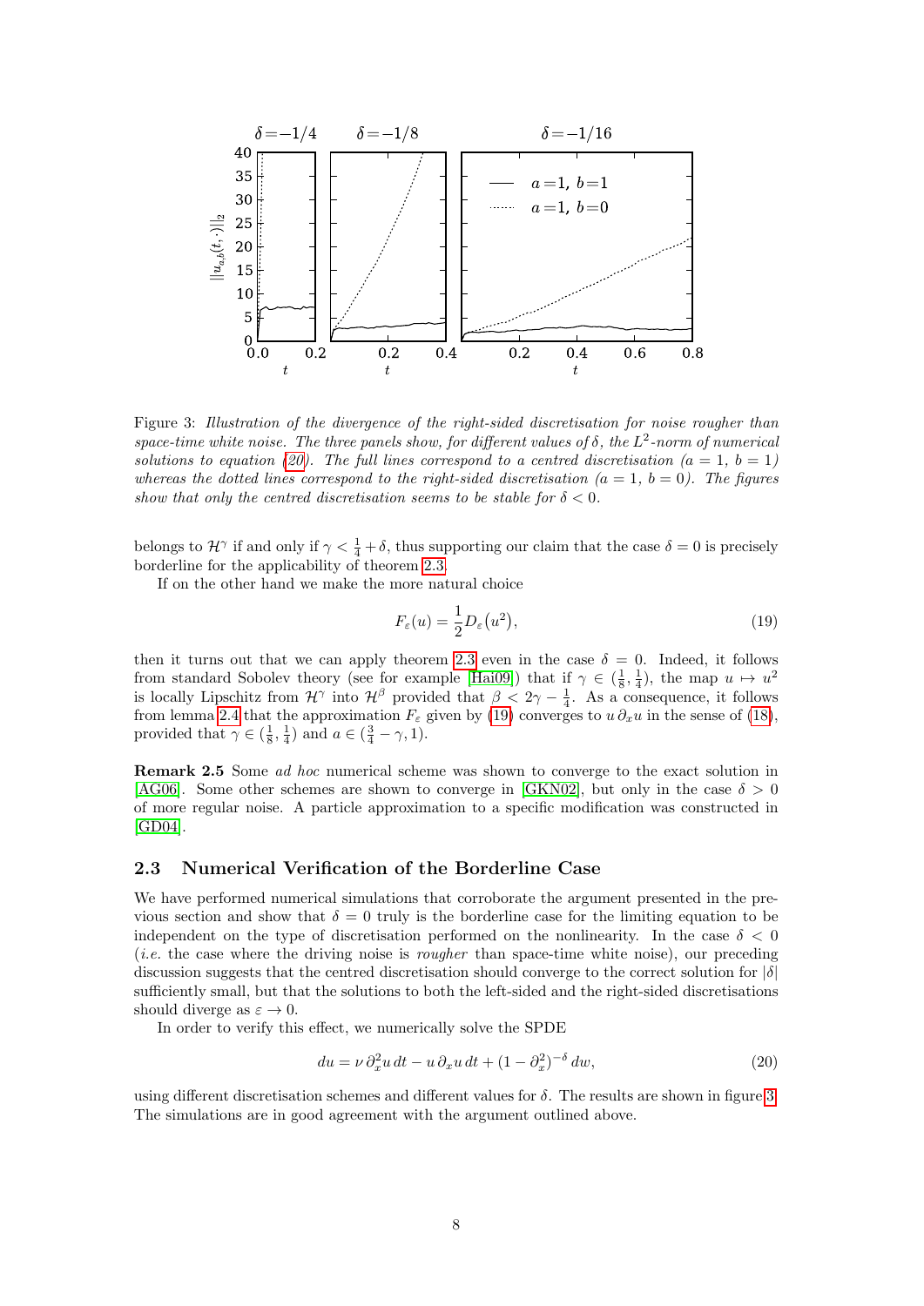Figure 3: *Illustration of the divergence of the right-sided discretisation for noise rougher than space-time white noise. The three panels show, for different values of* $\delta$*, the* $L^2$*-norm of numerical solutions to equation (20). The full lines correspond to a centred discretisation (*$a = 1$*,* $b = 1$*) whereas the dotted lines correspond to the right-sided discretisation (*$a = 1$*,* $b = 0$*). The figures show that only the centred discretisation seems to be stable for* $\delta < 0$*.*

belongs to $\mathcal{H}^\gamma$ if and only if $\gamma < \frac{1}{4} + \delta$, thus supporting our claim that the case $\delta = 0$ is precisely borderline for the applicability of theorem 2.3.

If on the other hand we make the more natural choice

$$F_\varepsilon(u) = \frac{1}{2} D_\varepsilon(u^2), \tag{19}$$

then it turns out that we can apply theorem 2.3 even in the case $\delta = 0$. Indeed, it follows from standard Sobolev theory (see for example [Hai09]) that if $\gamma \in (\frac{1}{8}, \frac{1}{4})$, the map $u \mapsto u^2$ is locally Lipschitz from $\mathcal{H}^\gamma$ into $\mathcal{H}^\beta$ provided that $\beta < 2\gamma - \frac{1}{4}$. As a consequence, it follows from lemma 2.4 that the approximation $F_\varepsilon$ given by (19) converges to $u\,\partial_x u$ in the sense of (18), provided that $\gamma \in (\frac{1}{8}, \frac{1}{4})$ and $a \in (\frac{3}{4} - \gamma, 1)$.

**Remark 2.5** Some *ad hoc* numerical scheme was shown to converge to the exact solution in [AG06]. Some other schemes are shown to converge in [GKN02], but only in the case $\delta > 0$ of more regular noise. A particle approximation to a specific modification was constructed in [GD04].

## 2.3 Numerical Verification of the Borderline Case

We have performed numerical simulations that corroborate the argument presented in the previous section and show that $\delta = 0$ truly is the borderline case for the limiting equation to be independent on the type of discretisation performed on the nonlinearity. In the case $\delta < 0$ (*i.e.* the case where the driving noise is *rougher* than space-time white noise), our preceding discussion suggests that the centred discretisation should converge to the correct solution for $|\delta|$ sufficiently small, but that the solutions to both the left-sided and the right-sided discretisations should diverge as $\varepsilon \to 0$.

In order to verify this effect, we numerically solve the SPDE

$$du = \nu\,\partial_x^2 u\,dt - u\,\partial_x u\,dt + (1 - \partial_x^2)^{-\delta}\,dw, \tag{20}$$

using different discretisation schemes and different values for $\delta$. The results are shown in figure 3. The simulations are in good agreement with the argument outlined above.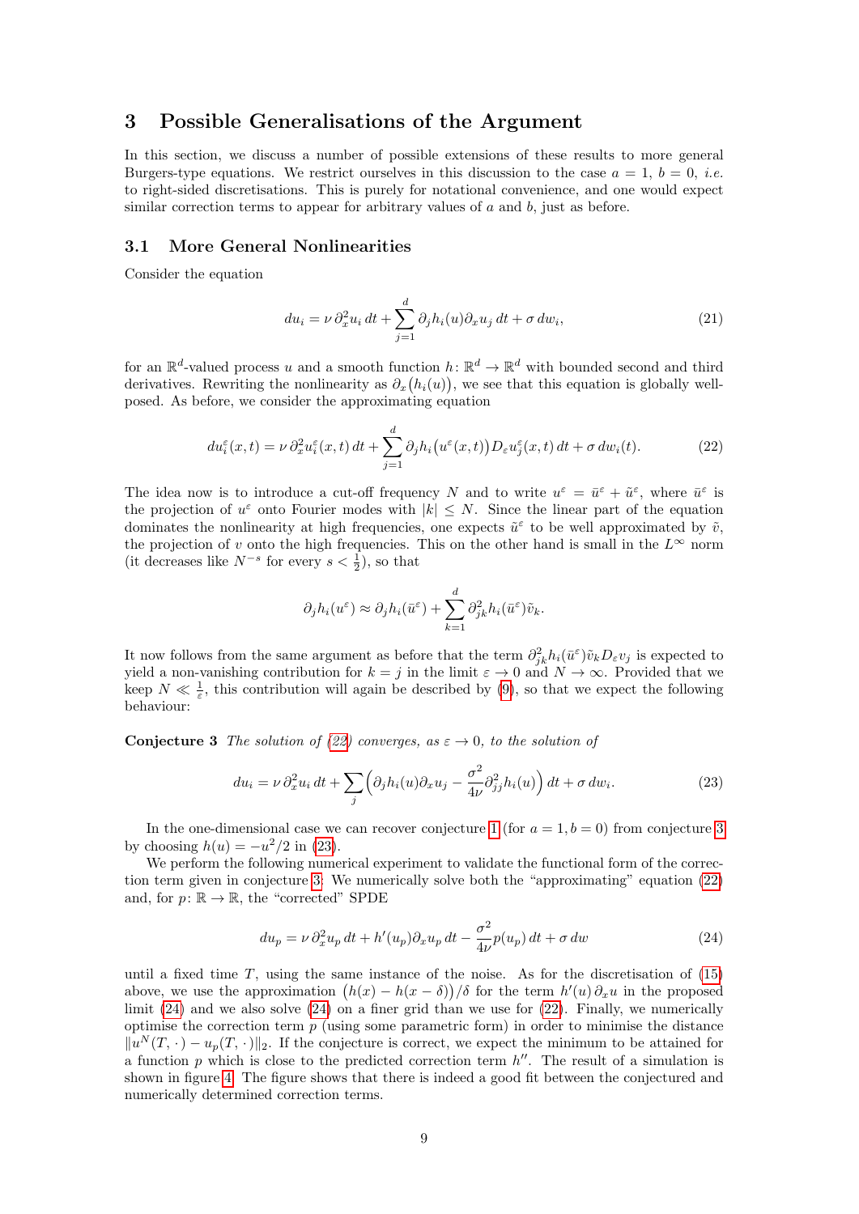## 3 Possible Generalisations of the Argument

In this section, we discuss a number of possible extensions of these results to more general Burgers-type equations. We restrict ourselves in this discussion to the case $a = 1$, $b = 0$, *i.e.* to right-sided discretisations. This is purely for notational convenience, and one would expect similar correction terms to appear for arbitrary values of $a$ and $b$, just as before.

### 3.1 More General Nonlinearities

Consider the equation

$$du_i = \nu\,\partial_x^2 u_i\,dt + \sum_{j=1}^d \partial_j h_i(u)\partial_x u_j\,dt + \sigma\,dw_i, \tag{21}$$

for an $\mathbb{R}^d$-valued process $u$ and a smooth function $h\colon \mathbb{R}^d \to \mathbb{R}^d$ with bounded second and third derivatives. Rewriting the nonlinearity as $\partial_x\big(h_i(u)\big)$, we see that this equation is globally well-posed. As before, we consider the approximating equation

$$du_i^\varepsilon(x,t) = \nu\,\partial_x^2 u_i^\varepsilon(x,t)\,dt + \sum_{j=1}^d \partial_j h_i\big(u^\varepsilon(x,t)\big)D_\varepsilon u_j^\varepsilon(x,t)\,dt + \sigma\,dw_i(t). \tag{22}$$

The idea now is to introduce a cut-off frequency $N$ and to write $u^\varepsilon = \bar u^\varepsilon + \tilde u^\varepsilon$, where $\bar u^\varepsilon$ is the projection of $u^\varepsilon$ onto Fourier modes with $|k| \le N$. Since the linear part of the equation dominates the nonlinearity at high frequencies, one expects $\tilde u^\varepsilon$ to be well approximated by $\tilde v$, the projection of $v$ onto the high frequencies. This on the other hand is small in the $L^\infty$ norm (it decreases like $N^{-s}$ for every $s < \frac{1}{2}$), so that

$$\partial_j h_i(u^\varepsilon) \approx \partial_j h_i(\bar u^\varepsilon) + \sum_{k=1}^d \partial_{jk}^2 h_i(\bar u^\varepsilon)\tilde v_k.$$

It now follows from the same argument as before that the term $\partial_{jk}^2 h_i(\bar u^\varepsilon)\tilde v_k D_\varepsilon v_j$ is expected to yield a non-vanishing contribution for $k = j$ in the limit $\varepsilon \to 0$ and $N \to \infty$. Provided that we keep $N \ll \frac{1}{\varepsilon}$, this contribution will again be described by (9), so that we expect the following behaviour:

**Conjecture 3** *The solution of (22) converges, as $\varepsilon \to 0$, to the solution of*

$$du_i = \nu\,\partial_x^2 u_i\,dt + \sum_j \Big(\partial_j h_i(u)\partial_x u_j - \frac{\sigma^2}{4\nu}\partial_{jj}^2 h_i(u)\Big)\,dt + \sigma\,dw_i. \tag{23}$$

In the one-dimensional case we can recover conjecture 1 (for $a = 1, b = 0$) from conjecture 3 by choosing $h(u) = -u^2/2$ in (23).

We perform the following numerical experiment to validate the functional form of the correction term given in conjecture 3: We numerically solve both the "approximating" equation (22) and, for $p\colon \mathbb{R} \to \mathbb{R}$, the "corrected" SPDE

$$du_p = \nu\,\partial_x^2 u_p\,dt + h'(u_p)\partial_x u_p\,dt - \frac{\sigma^2}{4\nu}p(u_p)\,dt + \sigma\,dw \tag{24}$$

until a fixed time $T$, using the same instance of the noise. As for the discretisation of (15) above, we use the approximation $\big(h(x) - h(x-\delta)\big)/\delta$ for the term $h'(u)\,\partial_x u$ in the proposed limit (24) and we also solve (24) on a finer grid than we use for (22). Finally, we numerically optimise the correction term $p$ (using some parametric form) in order to minimise the distance $\|u^N(T,\cdot) - u_p(T,\cdot)\|_2$. If the conjecture is correct, we expect the minimum to be attained for a function $p$ which is close to the predicted correction term $h''$. The result of a simulation is shown in figure 4. The figure shows that there is indeed a good fit between the conjectured and numerically determined correction terms.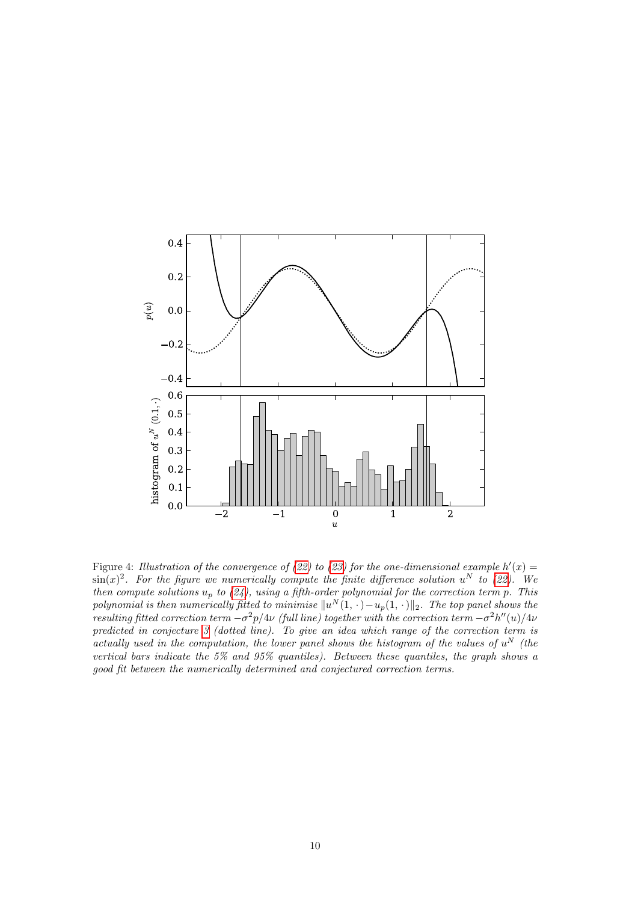Figure 4: *Illustration of the convergence of (22) to (23) for the one-dimensional example $h'(x) = \sin(x)^2$. For the figure we numerically compute the finite difference solution $u^N$ to (22). We then compute solutions $u_p$ to (24), using a fifth-order polynomial for the correction term $p$. This polynomial is then numerically fitted to minimise $\|u^N(1,\cdot) - u_p(1,\cdot)\|_2$. The top panel shows the resulting fitted correction term $-\sigma^2 p/4\nu$ (full line) together with the correction term $-\sigma^2 h''(u)/4\nu$ predicted in conjecture 3 (dotted line). To give an idea which range of the correction term is actually used in the computation, the lower panel shows the histogram of the values of $u^N$ (the vertical bars indicate the 5% and 95% quantiles). Between these quantiles, the graph shows a good fit between the numerically determined and conjectured correction terms.*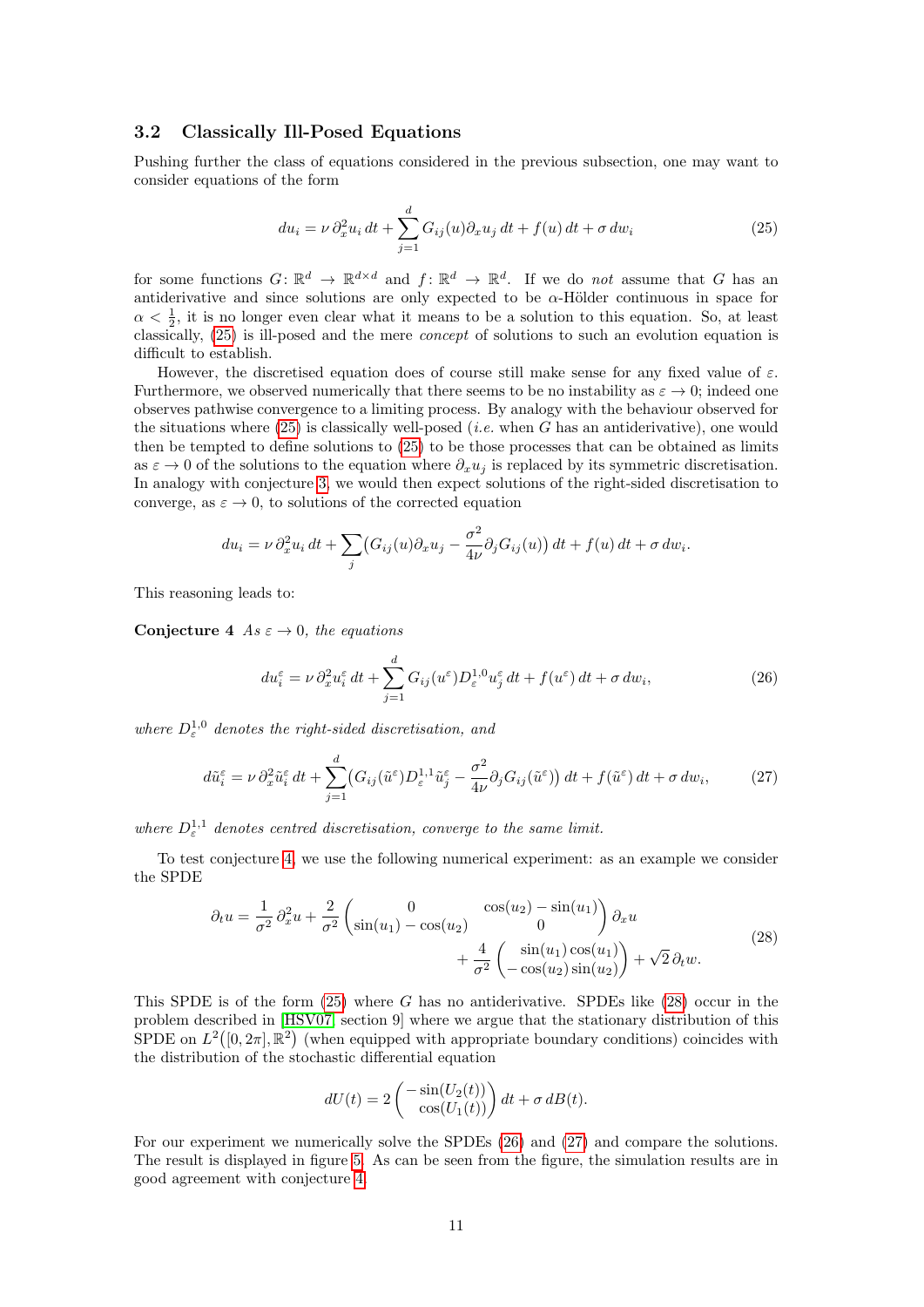### 3.2 Classically Ill-Posed Equations

Pushing further the class of equations considered in the previous subsection, one may want to consider equations of the form

$$du_i = \nu\, \partial_x^2 u_i\, dt + \sum_{j=1}^{d} G_{ij}(u) \partial_x u_j\, dt + f(u)\, dt + \sigma\, dw_i \tag{25}$$

for some functions $G\colon \mathbb{R}^d \to \mathbb{R}^{d\times d}$ and $f\colon \mathbb{R}^d \to \mathbb{R}^d$. If we do *not* assume that $G$ has an antiderivative and since solutions are only expected to be $\alpha$-Hölder continuous in space for $\alpha < \frac{1}{2}$, it is no longer even clear what it means to be a solution to this equation. So, at least classically, (25) is ill-posed and the mere *concept* of solutions to such an evolution equation is difficult to establish.

However, the discretised equation does of course still make sense for any fixed value of $\varepsilon$. Furthermore, we observed numerically that there seems to be no instability as $\varepsilon \to 0$; indeed one observes pathwise convergence to a limiting process. By analogy with the behaviour observed for the situations where (25) is classically well-posed (*i.e.* when $G$ has an antiderivative), one would then be tempted to define solutions to (25) to be those processes that can be obtained as limits as $\varepsilon \to 0$ of the solutions to the equation where $\partial_x u_j$ is replaced by its symmetric discretisation. In analogy with conjecture 3, we would then expect solutions of the right-sided discretisation to converge, as $\varepsilon \to 0$, to solutions of the corrected equation

$$du_i = \nu\, \partial_x^2 u_i\, dt + \sum_j \bigl( G_{ij}(u) \partial_x u_j - \frac{\sigma^2}{4\nu} \partial_j G_{ij}(u) \bigr)\, dt + f(u)\, dt + \sigma\, dw_i.$$

This reasoning leads to:

**Conjecture 4** *As $\varepsilon \to 0$, the equations*

$$du_i^\varepsilon = \nu\, \partial_x^2 u_i^\varepsilon\, dt + \sum_{j=1}^{d} G_{ij}(u^\varepsilon) D_\varepsilon^{1,0} u_j^\varepsilon\, dt + f(u^\varepsilon)\, dt + \sigma\, dw_i, \tag{26}$$

*where $D_\varepsilon^{1,0}$ denotes the right-sided discretisation, and*

$$d\tilde u_i^\varepsilon = \nu\, \partial_x^2 \tilde u_i^\varepsilon\, dt + \sum_{j=1}^{d} \bigl( G_{ij}(\tilde u^\varepsilon) D_\varepsilon^{1,1} \tilde u_j^\varepsilon - \frac{\sigma^2}{4\nu} \partial_j G_{ij}(\tilde u^\varepsilon) \bigr)\, dt + f(\tilde u^\varepsilon)\, dt + \sigma\, dw_i, \tag{27}$$

*where $D_\varepsilon^{1,1}$ denotes centred discretisation, converge to the same limit.*

To test conjecture 4, we use the following numerical experiment: as an example we consider the SPDE

$$\begin{aligned} \partial_t u = \frac{1}{\sigma^2}\, \partial_x^2 u + \frac{2}{\sigma^2} \begin{pmatrix} 0 & \cos(u_2) - \sin(u_1) \\ \sin(u_1) - \cos(u_2) & 0 \end{pmatrix} \partial_x u \\ + \frac{4}{\sigma^2} \begin{pmatrix} \sin(u_1)\cos(u_1) \\ -\cos(u_2)\sin(u_2) \end{pmatrix} + \sqrt{2}\, \partial_t w. \end{aligned} \tag{28}$$

This SPDE is of the form (25) where $G$ has no antiderivative. SPDEs like (28) occur in the problem described in [HSV07, section 9] where we argue that the stationary distribution of this SPDE on $L^2\bigl([0, 2\pi], \mathbb{R}^2\bigr)$ (when equipped with appropriate boundary conditions) coincides with the distribution of the stochastic differential equation

$$dU(t) = 2 \begin{pmatrix} -\sin(U_2(t)) \\ \cos(U_1(t)) \end{pmatrix} dt + \sigma\, dB(t).$$

For our experiment we numerically solve the SPDEs (26) and (27) and compare the solutions. The result is displayed in figure 5. As can be seen from the figure, the simulation results are in good agreement with conjecture 4.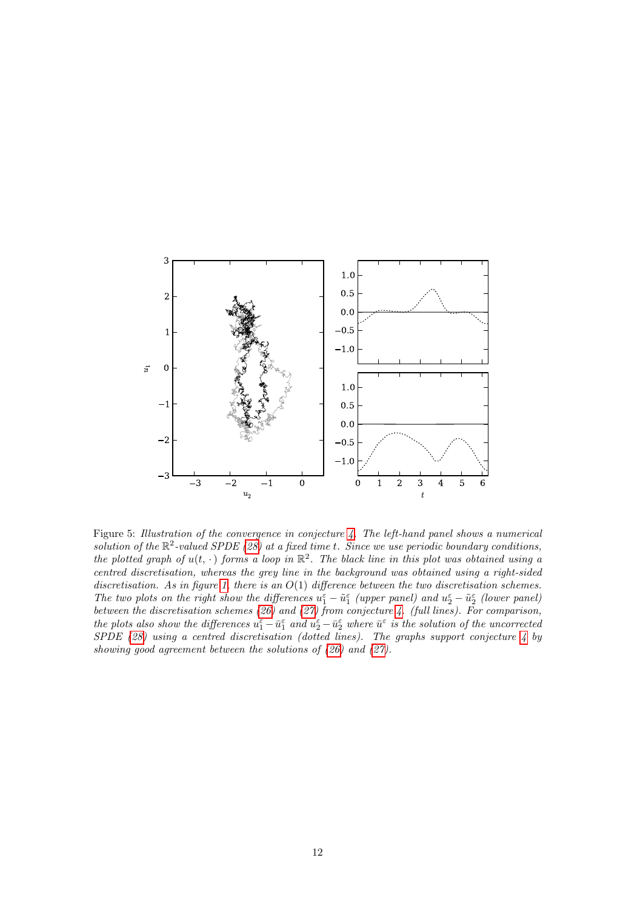Figure 5: *Illustration of the convergence in conjecture 4. The left-hand panel shows a numerical solution of the $\mathbb{R}^2$-valued SPDE (28) at a fixed time $t$. Since we use periodic boundary conditions, the plotted graph of $u(t,\cdot)$ forms a loop in $\mathbb{R}^2$. The black line in this plot was obtained using a centred discretisation, whereas the grey line in the background was obtained using a right-sided discretisation. As in figure 1, there is an $O(1)$ difference between the two discretisation schemes. The two plots on the right show the differences $u_1^\varepsilon - \tilde{u}_1^\varepsilon$ (upper panel) and $u_2^\varepsilon - \tilde{u}_2^\varepsilon$ (lower panel) between the discretisation schemes (26) and (27) from conjecture 4. (full lines). For comparison, the plots also show the differences $u_1^\varepsilon - \bar{u}_1^\varepsilon$ and $u_2^\varepsilon - \bar{u}_2^\varepsilon$ where $\bar{u}^\varepsilon$ is the solution of the uncorrected SPDE (28) using a centred discretisation (dotted lines). The graphs support conjecture 4 by showing good agreement between the solutions of (26) and (27).*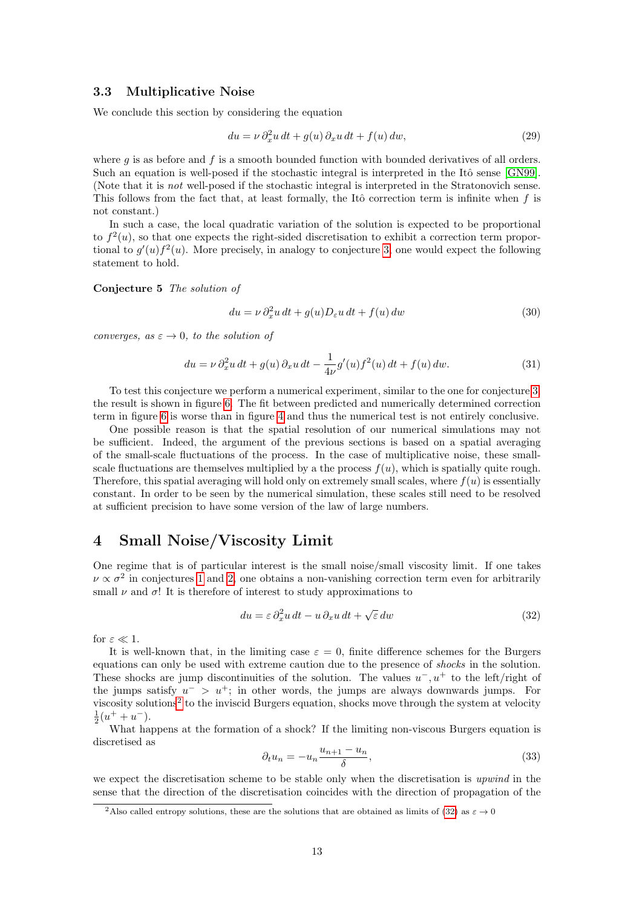### 3.3 Multiplicative Noise

We conclude this section by considering the equation

$$du = \nu\, \partial_x^2 u\, dt + g(u)\, \partial_x u\, dt + f(u)\, dw, \tag{29}$$

where $g$ is as before and $f$ is a smooth bounded function with bounded derivatives of all orders. Such an equation is well-posed if the stochastic integral is interpreted in the Itô sense [GN99]. (Note that it is *not* well-posed if the stochastic integral is interpreted in the Stratonovich sense. This follows from the fact that, at least formally, the Itô correction term is infinite when $f$ is not constant.)

In such a case, the local quadratic variation of the solution is expected to be proportional to $f^2(u)$, so that one expects the right-sided discretisation to exhibit a correction term proportional to $g'(u)f^2(u)$. More precisely, in analogy to conjecture 3, one would expect the following statement to hold.

**Conjecture 5** *The solution of*

$$du = \nu\, \partial_x^2 u\, dt + g(u) D_\varepsilon u\, dt + f(u)\, dw \tag{30}$$

*converges, as* $\varepsilon \to 0$*, to the solution of*

$$du = \nu\, \partial_x^2 u\, dt + g(u)\, \partial_x u\, dt - \frac{1}{4\nu} g'(u) f^2(u)\, dt + f(u)\, dw. \tag{31}$$

To test this conjecture we perform a numerical experiment, similar to the one for conjecture 3, the result is shown in figure 6. The fit between predicted and numerically determined correction term in figure 6 is worse than in figure 4 and thus the numerical test is not entirely conclusive.

One possible reason is that the spatial resolution of our numerical simulations may not be sufficient. Indeed, the argument of the previous sections is based on a spatial averaging of the small-scale fluctuations of the process. In the case of multiplicative noise, these small-scale fluctuations are themselves multiplied by a the process $f(u)$, which is spatially quite rough. Therefore, this spatial averaging will hold only on extremely small scales, where $f(u)$ is essentially constant. In order to be seen by the numerical simulation, these scales still need to be resolved at sufficient precision to have some version of the law of large numbers.

## 4 Small Noise/Viscosity Limit

One regime that is of particular interest is the small noise/small viscosity limit. If one takes $\nu \propto \sigma^2$ in conjectures 1 and 2, one obtains a non-vanishing correction term even for arbitrarily small $\nu$ and $\sigma$! It is therefore of interest to study approximations to

$$du = \varepsilon\, \partial_x^2 u\, dt - u\, \partial_x u\, dt + \sqrt{\varepsilon}\, dw \tag{32}$$

for $\varepsilon \ll 1$.

It is well-known that, in the limiting case $\varepsilon = 0$, finite difference schemes for the Burgers equations can only be used with extreme caution due to the presence of *shocks* in the solution. These shocks are jump discontinuities of the solution. The values $u^-, u^+$ to the left/right of the jumps satisfy $u^- > u^+$; in other words, the jumps are always downwards jumps. For viscosity solutions[2] to the inviscid Burgers equation, shocks move through the system at velocity $\frac{1}{2}(u^+ + u^-)$.

What happens at the formation of a shock? If the limiting non-viscous Burgers equation is discretised as

$$\partial_t u_n = -u_n \frac{u_{n+1} - u_n}{\delta}, \tag{33}$$

we expect the discretisation scheme to be stable only when the discretisation is *upwind* in the sense that the direction of the discretisation coincides with the direction of propagation of the

[2] Also called entropy solutions, these are the solutions that are obtained as limits of (32) as $\varepsilon \to 0$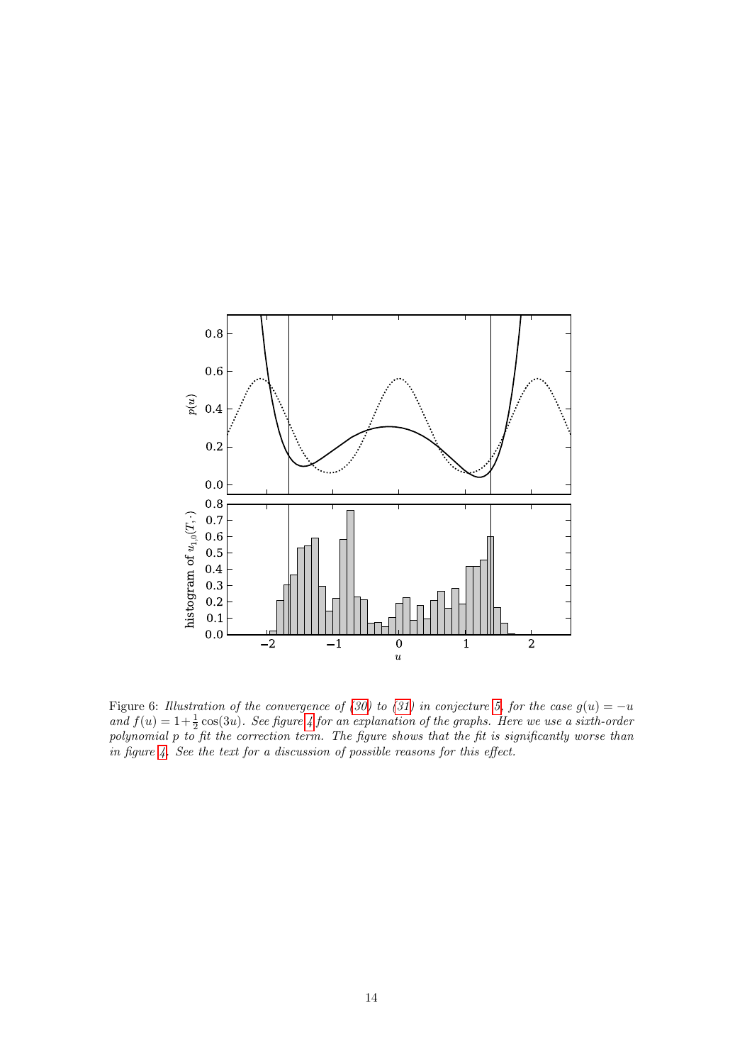Figure 6: *Illustration of the convergence of (30) to (31) in conjecture 5, for the case $g(u) = -u$ and $f(u) = 1+\frac{1}{2}\cos(3u)$. See figure 4 for an explanation of the graphs. Here we use a sixth-order polynomial $p$ to fit the correction term. The figure shows that the fit is significantly worse than in figure 4. See the text for a discussion of possible reasons for this effect.*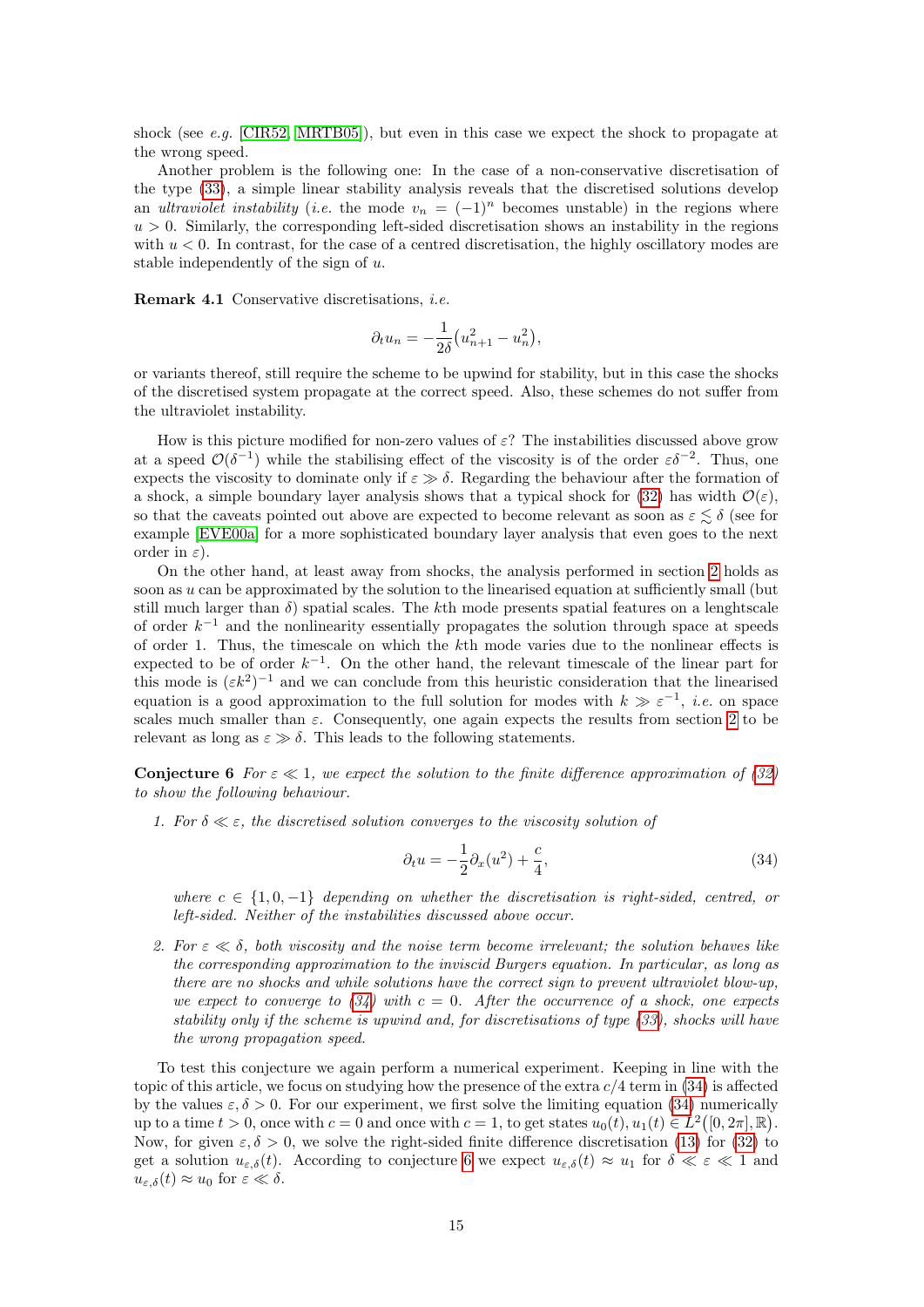shock (see *e.g.* [CIR52, MRTB05]), but even in this case we expect the shock to propagate at the wrong speed.

Another problem is the following one: In the case of a non-conservative discretisation of the type (33), a simple linear stability analysis reveals that the discretised solutions develop an *ultraviolet instability* (*i.e.* the mode $v_n = (-1)^n$ becomes unstable) in the regions where $u > 0$. Similarly, the corresponding left-sided discretisation shows an instability in the regions with $u < 0$. In contrast, for the case of a centred discretisation, the highly oscillatory modes are stable independently of the sign of $u$.

**Remark 4.1** Conservative discretisations, *i.e.*

$$\partial_t u_n = -\frac{1}{2\delta}\big(u_{n+1}^2 - u_n^2\big),$$

or variants thereof, still require the scheme to be upwind for stability, but in this case the shocks of the discretised system propagate at the correct speed. Also, these schemes do not suffer from the ultraviolet instability.

How is this picture modified for non-zero values of $\varepsilon$? The instabilities discussed above grow at a speed $\mathcal{O}(\delta^{-1})$ while the stabilising effect of the viscosity is of the order $\varepsilon\delta^{-2}$. Thus, one expects the viscosity to dominate only if $\varepsilon \gg \delta$. Regarding the behaviour after the formation of a shock, a simple boundary layer analysis shows that a typical shock for (32) has width $\mathcal{O}(\varepsilon)$, so that the caveats pointed out above are expected to become relevant as soon as $\varepsilon \lesssim \delta$ (see for example [EVE00a] for a more sophisticated boundary layer analysis that even goes to the next order in $\varepsilon$).

On the other hand, at least away from shocks, the analysis performed in section 2 holds as soon as $u$ can be approximated by the solution to the linearised equation at sufficiently small (but still much larger than $\delta$) spatial scales. The $k$th mode presents spatial features on a lenghtscale of order $k^{-1}$ and the nonlinearity essentially propagates the solution through space at speeds of order 1. Thus, the timescale on which the $k$th mode varies due to the nonlinear effects is expected to be of order $k^{-1}$. On the other hand, the relevant timescale of the linear part for this mode is $(\varepsilon k^2)^{-1}$ and we can conclude from this heuristic consideration that the linearised equation is a good approximation to the full solution for modes with $k \gg \varepsilon^{-1}$, *i.e.* on space scales much smaller than $\varepsilon$. Consequently, one again expects the results from section 2 to be relevant as long as $\varepsilon \gg \delta$. This leads to the following statements.

**Conjecture 6** *For $\varepsilon \ll 1$, we expect the solution to the finite difference approximation of (32) to show the following behaviour.*

1. *For $\delta \ll \varepsilon$, the discretised solution converges to the viscosity solution of*

$$\partial_t u = -\frac{1}{2}\partial_x(u^2) + \frac{c}{4}, \tag{34}$$

   *where $c \in \{1, 0, -1\}$ depending on whether the discretisation is right-sided, centred, or left-sided. Neither of the instabilities discussed above occur.*

2. *For $\varepsilon \ll \delta$, both viscosity and the noise term become irrelevant; the solution behaves like the corresponding approximation to the inviscid Burgers equation. In particular, as long as there are no shocks and while solutions have the correct sign to prevent ultraviolet blow-up, we expect to converge to (34) with $c = 0$. After the occurrence of a shock, one expects stability only if the scheme is upwind and, for discretisations of type (33), shocks will have the wrong propagation speed.*

To test this conjecture we again perform a numerical experiment. Keeping in line with the topic of this article, we focus on studying how the presence of the extra $c/4$ term in (34) is affected by the values $\varepsilon, \delta > 0$. For our experiment, we first solve the limiting equation (34) numerically up to a time $t > 0$, once with $c = 0$ and once with $c = 1$, to get states $u_0(t), u_1(t) \in L^2([0, 2\pi], \mathbb{R})$. Now, for given $\varepsilon, \delta > 0$, we solve the right-sided finite difference discretisation (13) for (32) to get a solution $u_{\varepsilon,\delta}(t)$. According to conjecture 6 we expect $u_{\varepsilon,\delta}(t) \approx u_1$ for $\delta \ll \varepsilon \ll 1$ and $u_{\varepsilon,\delta}(t) \approx u_0$ for $\varepsilon \ll \delta$.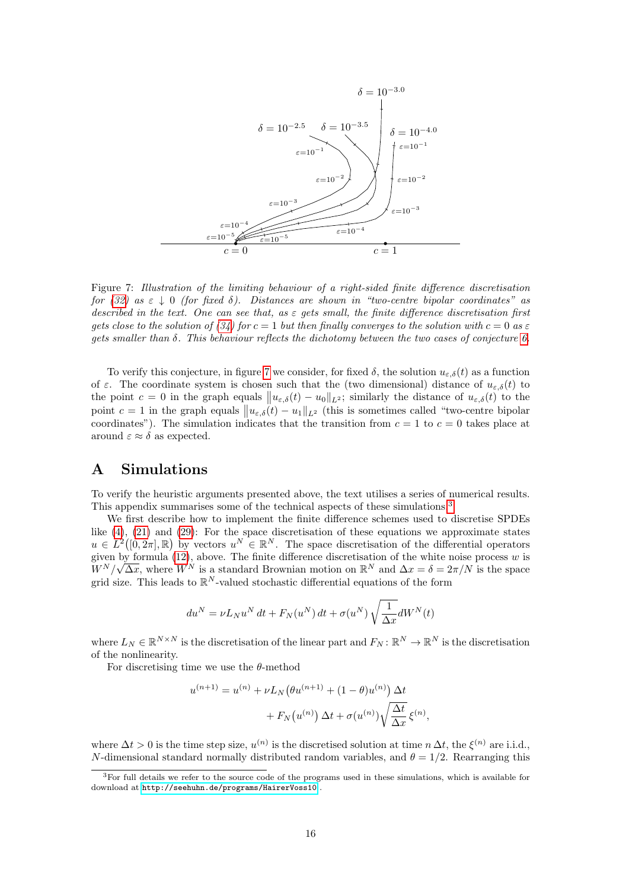Figure 7: *Illustration of the limiting behaviour of a right-sided finite difference discretisation for (32) as $\varepsilon \downarrow 0$ (for fixed $\delta$). Distances are shown in "two-centre bipolar coordinates" as described in the text. One can see that, as $\varepsilon$ gets small, the finite difference discretisation first gets close to the solution of (34) for $c = 1$ but then finally converges to the solution with $c = 0$ as $\varepsilon$ gets smaller than $\delta$. This behaviour reflects the dichotomy between the two cases of conjecture 6.*

To verify this conjecture, in figure 7 we consider, for fixed $\delta$, the solution $u_{\varepsilon,\delta}(t)$ as a function of $\varepsilon$. The coordinate system is chosen such that the (two dimensional) distance of $u_{\varepsilon,\delta}(t)$ to the point $c = 0$ in the graph equals $\|u_{\varepsilon,\delta}(t) - u_0\|_{L^2}$; similarly the distance of $u_{\varepsilon,\delta}(t)$ to the point $c = 1$ in the graph equals $\|u_{\varepsilon,\delta}(t) - u_1\|_{L^2}$ (this is sometimes called "two-centre bipolar coordinates"). The simulation indicates that the transition from $c = 1$ to $c = 0$ takes place at around $\varepsilon \approx \delta$ as expected.

# A Simulations

To verify the heuristic arguments presented above, the text utilises a series of numerical results. This appendix summarises some of the technical aspects of these simulations.[3]

We first describe how to implement the finite difference schemes used to discretise SPDEs like (4), (21) and (29): For the space discretisation of these equations we approximate states $u \in L^2([0, 2\pi], \mathbb{R})$ by vectors $u^N \in \mathbb{R}^N$. The space discretisation of the differential operators given by formula (12), above. The finite difference discretisation of the white noise process $w$ is $W^N/\sqrt{\Delta x}$, where $W^N$ is a standard Brownian motion on $\mathbb{R}^N$ and $\Delta x = \delta = 2\pi/N$ is the space grid size. This leads to $\mathbb{R}^N$-valued stochastic differential equations of the form

$$du^N = \nu L_N u^N \, dt + F_N(u^N) \, dt + \sigma(u^N) \sqrt{\frac{1}{\Delta x}} dW^N(t)$$

where $L_N \in \mathbb{R}^{N \times N}$ is the discretisation of the linear part and $F_N : \mathbb{R}^N \to \mathbb{R}^N$ is the discretisation of the nonlinearity.

For discretising time we use the $\theta$-method

$$\begin{aligned} u^{(n+1)} = u^{(n)} &+ \nu L_N\big(\theta u^{(n+1)} + (1-\theta) u^{(n)}\big) \, \Delta t \\ &+ F_N\big(u^{(n)}\big) \, \Delta t + \sigma(u^{(n)}) \sqrt{\frac{\Delta t}{\Delta x}} \, \xi^{(n)}, \end{aligned}$$

where $\Delta t > 0$ is the time step size, $u^{(n)}$ is the discretised solution at time $n \, \Delta t$, the $\xi^{(n)}$ are i.i.d., $N$-dimensional standard normally distributed random variables, and $\theta = 1/2$. Rearranging this

[3] For full details we refer to the source code of the programs used in these simulations, which is available for download at http://seehuhn.de/programs/HairerVoss10.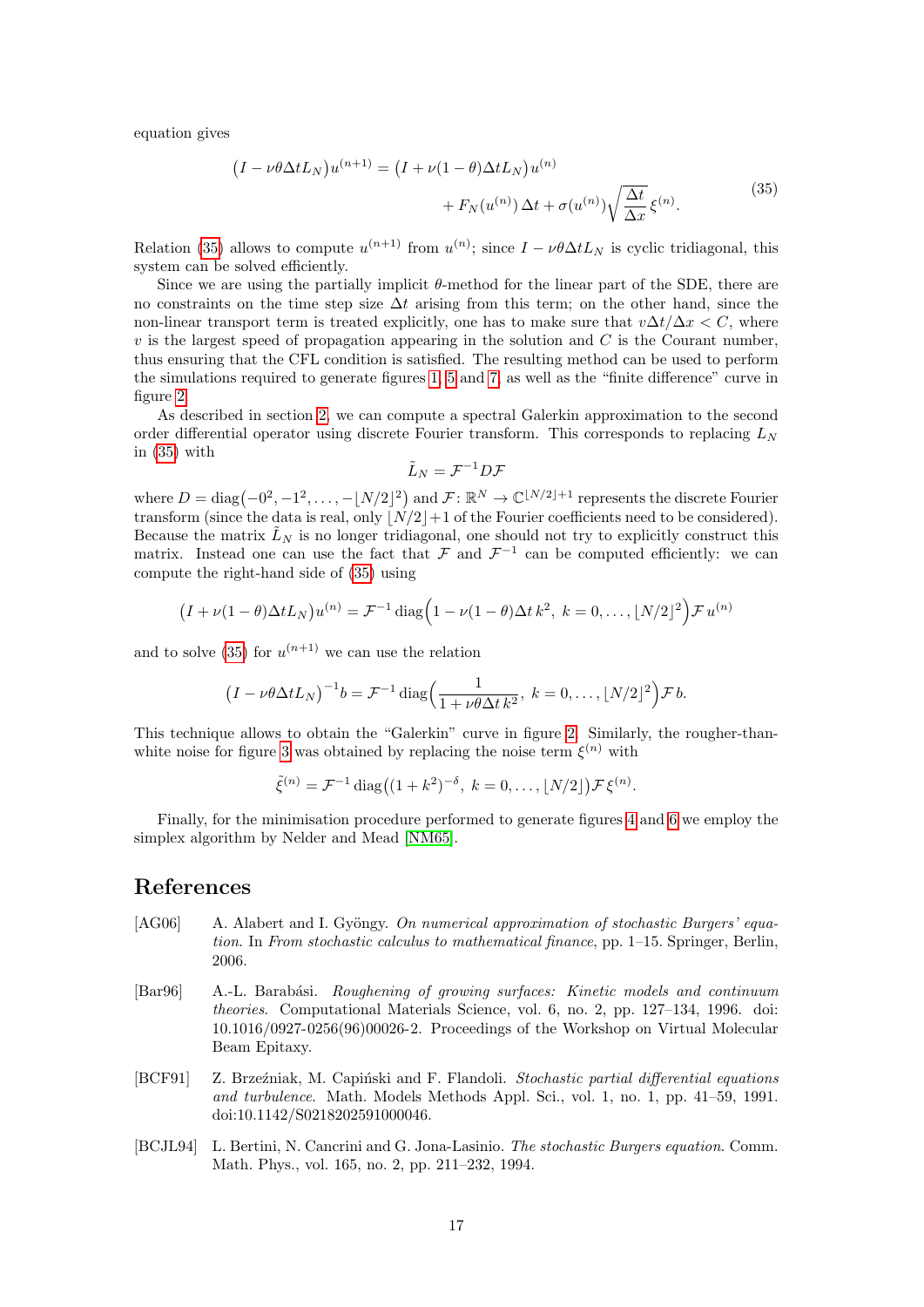equation gives

$$\big(I - \nu\theta\Delta t L_N\big)u^{(n+1)} = \big(I + \nu(1-\theta)\Delta t L_N\big)u^{(n)} + F_N(u^{(n)})\,\Delta t + \sigma(u^{(n)})\sqrt{\frac{\Delta t}{\Delta x}}\,\xi^{(n)}. \tag{35}$$

Relation (35) allows to compute $u^{(n+1)}$ from $u^{(n)}$; since $I - \nu\theta\Delta t L_N$ is cyclic tridiagonal, this system can be solved efficiently.

Since we are using the partially implicit $\theta$-method for the linear part of the SDE, there are no constraints on the time step size $\Delta t$ arising from this term; on the other hand, since the non-linear transport term is treated explicitly, one has to make sure that $v\Delta t/\Delta x < C$, where $v$ is the largest speed of propagation appearing in the solution and $C$ is the Courant number, thus ensuring that the CFL condition is satisfied. The resulting method can be used to perform the simulations required to generate figures 1, 5 and 7, as well as the "finite difference" curve in figure 2.

As described in section 2, we can compute a spectral Galerkin approximation to the second order differential operator using discrete Fourier transform. This corresponds to replacing $L_N$ in (35) with

$$\tilde{L}_N = \mathcal{F}^{-1} D \mathcal{F}$$

where $D = \operatorname{diag}\big(-0^2, -1^2, \ldots, -\lfloor N/2\rfloor^2\big)$ and $\mathcal{F}\colon \mathbb{R}^N \to \mathbb{C}^{\lfloor N/2\rfloor+1}$ represents the discrete Fourier transform (since the data is real, only $\lfloor N/2\rfloor+1$ of the Fourier coefficients need to be considered). Because the matrix $\tilde{L}_N$ is no longer tridiagonal, one should not try to explicitly construct this matrix. Instead one can use the fact that $\mathcal{F}$ and $\mathcal{F}^{-1}$ can be computed efficiently: we can compute the right-hand side of (35) using

$$\big(I + \nu(1-\theta)\Delta t L_N\big)u^{(n)} = \mathcal{F}^{-1}\operatorname{diag}\Big(1 - \nu(1-\theta)\Delta t\, k^2,\ k = 0, \ldots, \lfloor N/2\rfloor^2\Big)\mathcal{F}\, u^{(n)}$$

and to solve (35) for $u^{(n+1)}$ we can use the relation

$$\big(I - \nu\theta\Delta t L_N\big)^{-1} b = \mathcal{F}^{-1}\operatorname{diag}\Big(\frac{1}{1+\nu\theta\Delta t\, k^2},\ k = 0, \ldots, \lfloor N/2\rfloor^2\Big)\mathcal{F}\, b.$$

This technique allows to obtain the "Galerkin" curve in figure 2. Similarly, the rougher-than-white noise for figure 3 was obtained by replacing the noise term $\xi^{(n)}$ with

$$\tilde{\xi}^{(n)} = \mathcal{F}^{-1}\operatorname{diag}\big((1+k^2)^{-\delta},\ k = 0, \ldots, \lfloor N/2\rfloor\big)\mathcal{F}\,\xi^{(n)}.$$

Finally, for the minimisation procedure performed to generate figures 4 and 6 we employ the simplex algorithm by Nelder and Mead [NM65].

## References

[AG06] A. Alabert and I. Gyöngy. *On numerical approximation of stochastic Burgers' equation.* In *From stochastic calculus to mathematical finance*, pp. 1–15. Springer, Berlin, 2006.

[Bar96] A.-L. Barabási. *Roughening of growing surfaces: Kinetic models and continuum theories.* Computational Materials Science, vol. 6, no. 2, pp. 127–134, 1996. doi: 10.1016/0927-0256(96)00026-2. Proceedings of the Workshop on Virtual Molecular Beam Epitaxy.

[BCF91] Z. Brzeźniak, M. Capiński and F. Flandoli. *Stochastic partial differential equations and turbulence.* Math. Models Methods Appl. Sci., vol. 1, no. 1, pp. 41–59, 1991. doi:10.1142/S0218202591000046.

[BCJL94] L. Bertini, N. Cancrini and G. Jona-Lasinio. *The stochastic Burgers equation*. Comm. Math. Phys., vol. 165, no. 2, pp. 211–232, 1994.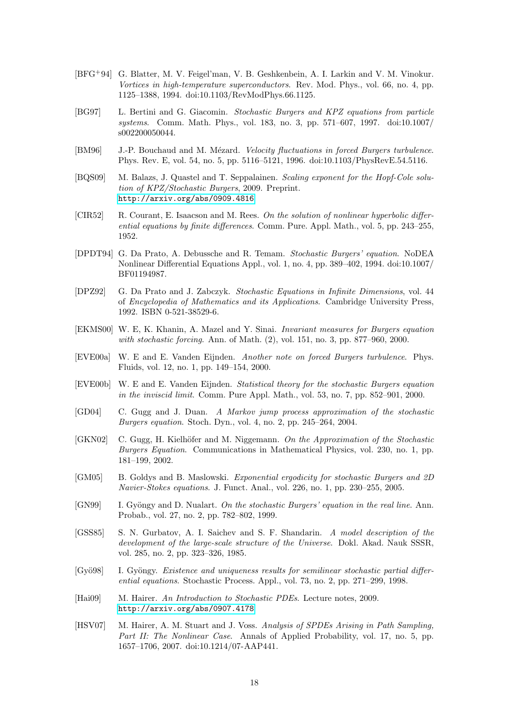- [BFG+94] G. Blatter, M. V. Feigel'man, V. B. Geshkenbein, A. I. Larkin and V. M. Vinokur. *Vortices in high-temperature superconductors*. Rev. Mod. Phys., vol. 66, no. 4, pp. 1125–1388, 1994. doi:10.1103/RevModPhys.66.1125.
- [BG97] L. Bertini and G. Giacomin. *Stochastic Burgers and KPZ equations from particle systems*. Comm. Math. Phys., vol. 183, no. 3, pp. 571–607, 1997. doi:10.1007/s002200050044.
- [BM96] J.-P. Bouchaud and M. Mézard. *Velocity fluctuations in forced Burgers turbulence*. Phys. Rev. E, vol. 54, no. 5, pp. 5116–5121, 1996. doi:10.1103/PhysRevE.54.5116.
- [BQS09] M. Balazs, J. Quastel and T. Seppalainen. *Scaling exponent for the Hopf-Cole solution of KPZ/Stochastic Burgers*, 2009. Preprint. http://arxiv.org/abs/0909.4816
- [CIR52] R. Courant, E. Isaacson and M. Rees. *On the solution of nonlinear hyperbolic differential equations by finite differences*. Comm. Pure. Appl. Math., vol. 5, pp. 243–255, 1952.
- [DPDT94] G. Da Prato, A. Debussche and R. Temam. *Stochastic Burgers' equation*. NoDEA Nonlinear Differential Equations Appl., vol. 1, no. 4, pp. 389–402, 1994. doi:10.1007/BF01194987.
- [DPZ92] G. Da Prato and J. Zabczyk. *Stochastic Equations in Infinite Dimensions*, vol. 44 of *Encyclopedia of Mathematics and its Applications*. Cambridge University Press, 1992. ISBN 0-521-38529-6.
- [EKMS00] W. E, K. Khanin, A. Mazel and Y. Sinai. *Invariant measures for Burgers equation with stochastic forcing*. Ann. of Math. (2), vol. 151, no. 3, pp. 877–960, 2000.
- [EVE00a] W. E and E. Vanden Eijnden. *Another note on forced Burgers turbulence*. Phys. Fluids, vol. 12, no. 1, pp. 149–154, 2000.
- [EVE00b] W. E and E. Vanden Eijnden. *Statistical theory for the stochastic Burgers equation in the inviscid limit*. Comm. Pure Appl. Math., vol. 53, no. 7, pp. 852–901, 2000.
- [GD04] C. Gugg and J. Duan. *A Markov jump process approximation of the stochastic Burgers equation*. Stoch. Dyn., vol. 4, no. 2, pp. 245–264, 2004.
- [GKN02] C. Gugg, H. Kielhöfer and M. Niggemann. *On the Approximation of the Stochastic Burgers Equation*. Communications in Mathematical Physics, vol. 230, no. 1, pp. 181–199, 2002.
- [GM05] B. Goldys and B. Maslowski. *Exponential ergodicity for stochastic Burgers and 2D Navier-Stokes equations*. J. Funct. Anal., vol. 226, no. 1, pp. 230–255, 2005.
- [GN99] I. Gyöngy and D. Nualart. *On the stochastic Burgers' equation in the real line*. Ann. Probab., vol. 27, no. 2, pp. 782–802, 1999.
- [GSS85] S. N. Gurbatov, A. I. Saichev and S. F. Shandarin. *A model description of the development of the large-scale structure of the Universe*. Dokl. Akad. Nauk SSSR, vol. 285, no. 2, pp. 323–326, 1985.
- [Gyö98] I. Gyöngy. *Existence and uniqueness results for semilinear stochastic partial differential equations*. Stochastic Process. Appl., vol. 73, no. 2, pp. 271–299, 1998.
- [Hai09] M. Hairer. *An Introduction to Stochastic PDEs*. Lecture notes, 2009. http://arxiv.org/abs/0907.4178
- [HSV07] M. Hairer, A. M. Stuart and J. Voss. *Analysis of SPDEs Arising in Path Sampling, Part II: The Nonlinear Case*. Annals of Applied Probability, vol. 17, no. 5, pp. 1657–1706, 2007. doi:10.1214/07-AAP441.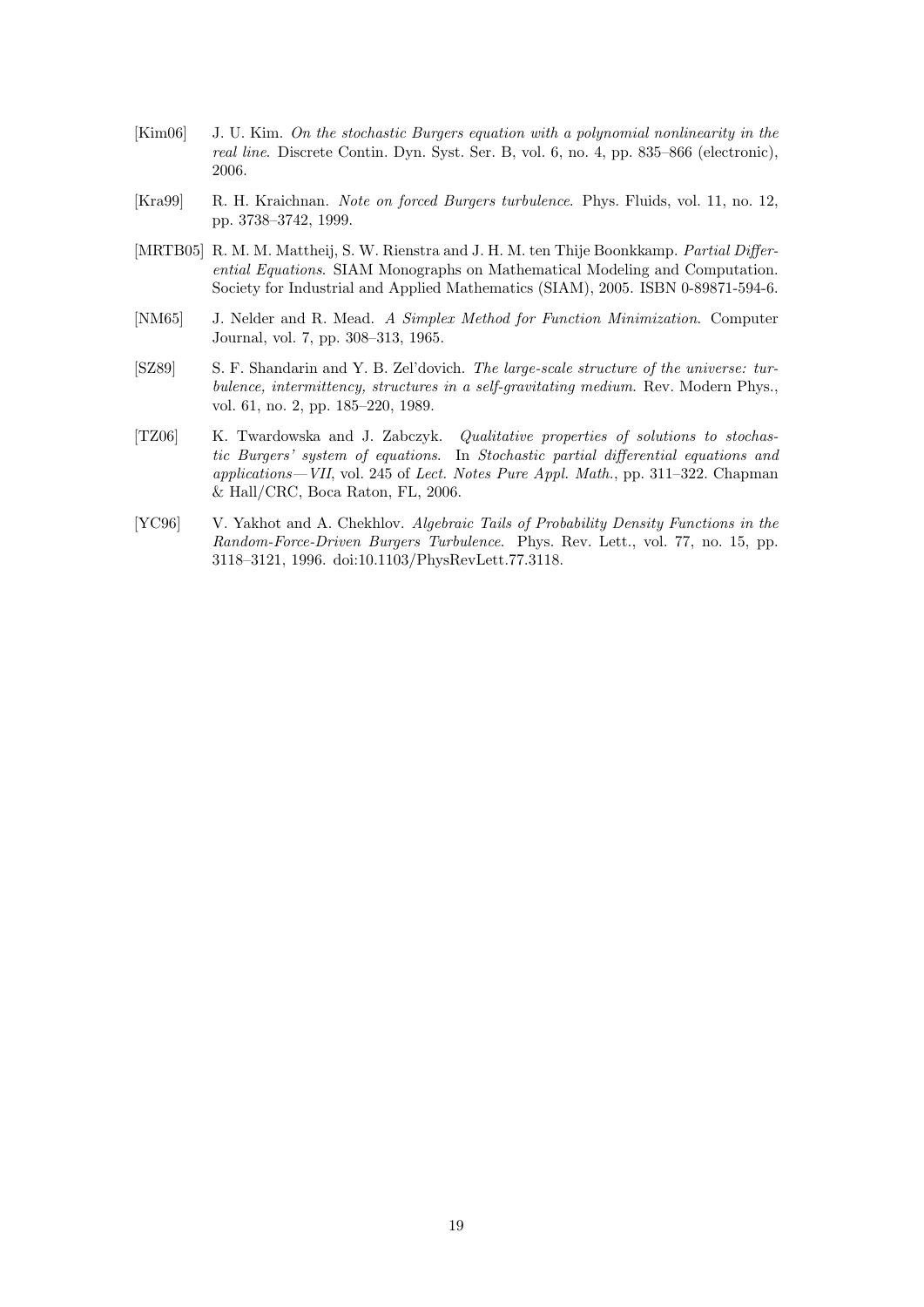[Kim06] J. U. Kim. *On the stochastic Burgers equation with a polynomial nonlinearity in the real line*. Discrete Contin. Dyn. Syst. Ser. B, vol. 6, no. 4, pp. 835–866 (electronic), 2006.

[Kra99] R. H. Kraichnan. *Note on forced Burgers turbulence*. Phys. Fluids, vol. 11, no. 12, pp. 3738–3742, 1999.

[MRTB05] R. M. M. Mattheij, S. W. Rienstra and J. H. M. ten Thije Boonkkamp. *Partial Differential Equations*. SIAM Monographs on Mathematical Modeling and Computation. Society for Industrial and Applied Mathematics (SIAM), 2005. ISBN 0-89871-594-6.

[NM65] J. Nelder and R. Mead. *A Simplex Method for Function Minimization*. Computer Journal, vol. 7, pp. 308–313, 1965.

[SZ89] S. F. Shandarin and Y. B. Zel'dovich. *The large-scale structure of the universe: turbulence, intermittency, structures in a self-gravitating medium*. Rev. Modern Phys., vol. 61, no. 2, pp. 185–220, 1989.

[TZ06] K. Twardowska and J. Zabczyk. *Qualitative properties of solutions to stochastic Burgers' system of equations*. In *Stochastic partial differential equations and applications—VII*, vol. 245 of *Lect. Notes Pure Appl. Math.*, pp. 311–322. Chapman & Hall/CRC, Boca Raton, FL, 2006.

[YC96] V. Yakhot and A. Chekhlov. *Algebraic Tails of Probability Density Functions in the Random-Force-Driven Burgers Turbulence*. Phys. Rev. Lett., vol. 77, no. 15, pp. 3118–3121, 1996. doi:10.1103/PhysRevLett.77.3118.